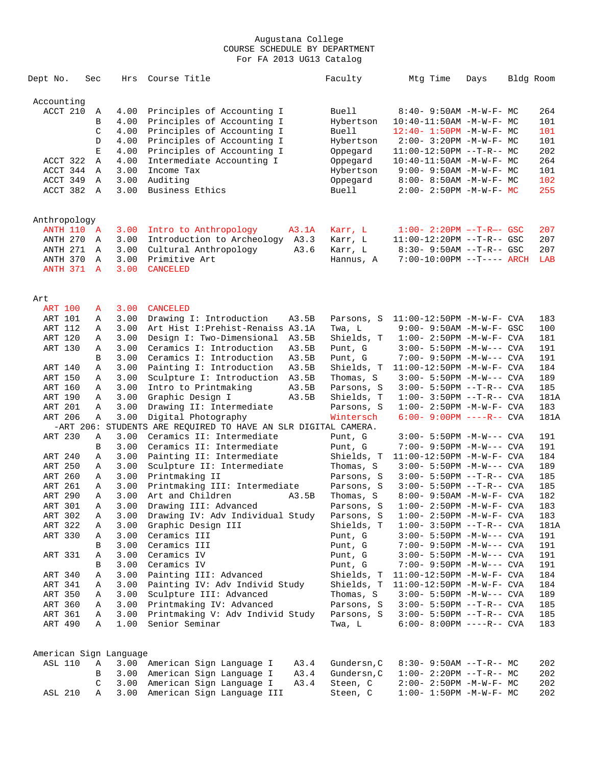# Augustana College
## COURSE SCHEDULE BY DEPARTMENT
### For FA 2013 UG13 Catalog

| Dept No. | Sec | Hrs | Course Title | | Faculty | Mtg Time | Days | Bldg | Room |
|---|---|---|---|---|---|---|---|---|---|
| **Accounting** | | | | | | | | | |
| ACCT 210 | A | 4.00 | Principles of Accounting I | | Buell | 8:40- 9:50AM | -M-W-F- | MC | 264 |
| | B | 4.00 | Principles of Accounting I | | Hybertson | 10:40-11:50AM | -M-W-F- | MC | 101 |
| | C | 4.00 | Principles of Accounting I | | Buell | 12:40- 1:50PM | -M-W-F- | MC | 101 |
| | D | 4.00 | Principles of Accounting I | | Hybertson | 2:00- 3:20PM | -M-W-F- | MC | 101 |
| | E | 4.00 | Principles of Accounting I | | Oppegard | 11:00-12:50PM | --T-R-- | MC | 202 |
| ACCT 322 | A | 4.00 | Intermediate Accounting I | | Oppegard | 10:40-11:50AM | -M-W-F- | MC | 264 |
| ACCT 344 | A | 3.00 | Income Tax | | Hybertson | 9:00- 9:50AM | -M-W-F- | MC | 101 |
| ACCT 349 | A | 3.00 | Auditing | | Oppegard | 8:00- 8:50AM | -M-W-F- | MC | 102 |
| ACCT 382 | A | 3.00 | Business Ethics | | Buell | 2:00- 2:50PM | -M-W-F- | MC | 255 |
| **Anthropology** | | | | | | | | | |
| ANTH 110 | A | 3.00 | Intro to Anthropology | A3.1A | Karr, L | 1:00- 2:20PM | --T-R-- | GSC | 207 |
| ANTH 270 | A | 3.00 | Introduction to Archeology | A3.3 | Karr, L | 11:00-12:20PM | --T-R-- | GSC | 207 |
| ANTH 271 | A | 3.00 | Cultural Anthropology | A3.6 | Karr, L | 8:30- 9:50AM | --T-R-- | GSC | 207 |
| ANTH 370 | A | 3.00 | Primitive Art | | Hannus, A | 7:00-10:00PM | --T---- | ARCH | LAB |
| ANTH 371 | A | 3.00 | CANCELED | | | | | | |
| **Art** | | | | | | | | | |
| ART 100 | A | 3.00 | CANCELED | | | | | | |
| ART 101 | A | 3.00 | Drawing I: Introduction | A3.5B | Parsons, S | 11:00-12:50PM | -M-W-F- | CVA | 183 |
| ART 112 | A | 3.00 | Art Hist I:Prehist-Renaiss | A3.1A | Twa, L | 9:00- 9:50AM | -M-W-F- | GSC | 100 |
| ART 120 | A | 3.00 | Design I: Two-Dimensional | A3.5B | Shields, T | 1:00- 2:50PM | -M-W-F- | CVA | 181 |
| ART 130 | A | 3.00 | Ceramics I: Introduction | A3.5B | Punt, G | 3:00- 5:50PM | -M-W--- | CVA | 191 |
| | B | 3.00 | Ceramics I: Introduction | A3.5B | Punt, G | 7:00- 9:50PM | -M-W--- | CVA | 191 |
| ART 140 | A | 3.00 | Painting I: Introduction | A3.5B | Shields, T | 11:00-12:50PM | -M-W-F- | CVA | 184 |
| ART 150 | A | 3.00 | Sculpture I: Introduction | A3.5B | Thomas, S | 3:00- 5:50PM | -M-W--- | CVA | 189 |
| ART 160 | A | 3.00 | Intro to Printmaking | A3.5B | Parsons, S | 3:00- 5:50PM | --T-R-- | CVA | 185 |
| ART 190 | A | 3.00 | Graphic Design I | A3.5B | Shields, T | 1:00- 3:50PM | --T-R-- | CVA | 181A |
| ART 201 | A | 3.00 | Drawing II: Intermediate | | Parsons, S | 1:00- 2:50PM | -M-W-F- | CVA | 183 |
| ART 206 | A | 3.00 | Digital Photography | | Wintersch | 6:00- 9:00PM | ----R-- | CVA | 181A |
| -ART 206: STUDENTS ARE REQUIRED TO HAVE AN SLR DIGITAL CAMERA. | | | | | | | | | |
| ART 230 | A | 3.00 | Ceramics II: Intermediate | | Punt, G | 3:00- 5:50PM | -M-W--- | CVA | 191 |
| | B | 3.00 | Ceramics II: Intermediate | | Punt, G | 7:00- 9:50PM | -M-W--- | CVA | 191 |
| ART 240 | A | 3.00 | Painting II: Intermediate | | Shields, T | 11:00-12:50PM | -M-W-F- | CVA | 184 |
| ART 250 | A | 3.00 | Sculpture II: Intermediate | | Thomas, S | 3:00- 5:50PM | -M-W--- | CVA | 189 |
| ART 260 | A | 3.00 | Printmaking II | | Parsons, S | 3:00- 5:50PM | --T-R-- | CVA | 185 |
| ART 261 | A | 3.00 | Printmaking III: Intermediate | | Parsons, S | 3:00- 5:50PM | --T-R-- | CVA | 185 |
| ART 290 | A | 3.00 | Art and Children | A3.5B | Thomas, S | 8:00- 9:50AM | -M-W-F- | CVA | 182 |
| ART 301 | A | 3.00 | Drawing III: Advanced | | Parsons, S | 1:00- 2:50PM | -M-W-F- | CVA | 183 |
| ART 302 | A | 3.00 | Drawing IV: Adv Individual Study | | Parsons, S | 1:00- 2:50PM | -M-W-F- | CVA | 183 |
| ART 322 | A | 3.00 | Graphic Design III | | Shields, T | 1:00- 3:50PM | --T-R-- | CVA | 181A |
| ART 330 | A | 3.00 | Ceramics III | | Punt, G | 3:00- 5:50PM | -M-W--- | CVA | 191 |
| | B | 3.00 | Ceramics III | | Punt, G | 7:00- 9:50PM | -M-W--- | CVA | 191 |
| ART 331 | A | 3.00 | Ceramics IV | | Punt, G | 3:00- 5:50PM | -M-W--- | CVA | 191 |
| | B | 3.00 | Ceramics IV | | Punt, G | 7:00- 9:50PM | -M-W--- | CVA | 191 |
| ART 340 | A | 3.00 | Painting III: Advanced | | Shields, T | 11:00-12:50PM | -M-W-F- | CVA | 184 |
| ART 341 | A | 3.00 | Painting IV: Adv Individ Study | | Shields, T | 11:00-12:50PM | -M-W-F- | CVA | 184 |
| ART 350 | A | 3.00 | Sculpture III: Advanced | | Thomas, S | 3:00- 5:50PM | -M-W--- | CVA | 189 |
| ART 360 | A | 3.00 | Printmaking IV: Advanced | | Parsons, S | 3:00- 5:50PM | --T-R-- | CVA | 185 |
| ART 361 | A | 3.00 | Printmaking V: Adv Individ Study | | Parsons, S | 3:00- 5:50PM | --T-R-- | CVA | 185 |
| ART 490 | A | 1.00 | Senior Seminar | | Twa, L | 6:00- 8:00PM | ----R-- | CVA | 183 |
| **American Sign Language** | | | | | | | | | |
| ASL 110 | A | 3.00 | American Sign Language I | A3.4 | Gundersn,C | 8:30- 9:50AM | --T-R-- | MC | 202 |
| | B | 3.00 | American Sign Language I | A3.4 | Gundersn,C | 1:00- 2:20PM | --T-R-- | MC | 202 |
| | C | 3.00 | American Sign Language I | A3.4 | Steen, C | 2:00- 2:50PM | -M-W-F- | MC | 202 |
| ASL 210 | A | 3.00 | American Sign Language III | | Steen, C | 1:00- 1:50PM | -M-W-F- | MC | 202 |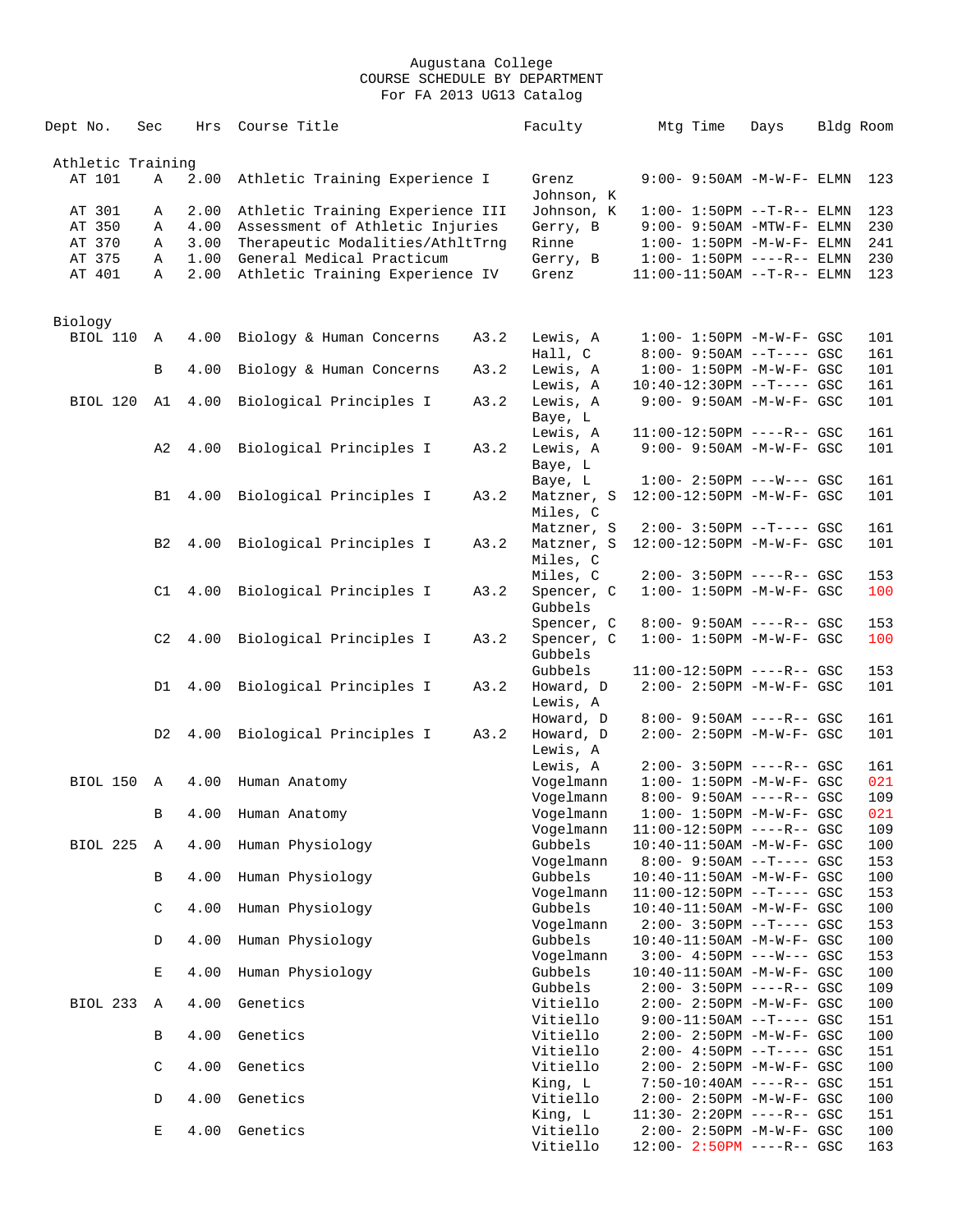Augustana College
COURSE SCHEDULE BY DEPARTMENT
For FA 2013 UG13 Catalog

| Dept No. | Sec | Hrs | Course Title | | Faculty | Mtg Time | Days | Bldg | Room |
|---|---|---|---|---|---|---|---|---|---|
| **Athletic Training** | | | | | | | | | |
| AT 101 | A | 2.00 | Athletic Training Experience I | | Grenz | 9:00- 9:50AM | -M-W-F- | ELMN | 123 |
| | | | | | Johnson, K | | | | |
| AT 301 | A | 2.00 | Athletic Training Experience III | | Johnson, K | 1:00- 1:50PM | --T-R-- | ELMN | 123 |
| AT 350 | A | 4.00 | Assessment of Athletic Injuries | | Gerry, B | 9:00- 9:50AM | -MTW-F- | ELMN | 230 |
| AT 370 | A | 3.00 | Therapeutic Modalities/AthltTrng | | Rinne | 1:00- 1:50PM | -M-W-F- | ELMN | 241 |
| AT 375 | A | 1.00 | General Medical Practicum | | Gerry, B | 1:00- 1:50PM | ----R-- | ELMN | 230 |
| AT 401 | A | 2.00 | Athletic Training Experience IV | | Grenz | 11:00-11:50AM | --T-R-- | ELMN | 123 |
| **Biology** | | | | | | | | | |
| BIOL 110 | A | 4.00 | Biology & Human Concerns | A3.2 | Lewis, A | 1:00- 1:50PM | -M-W-F- | GSC | 101 |
| | | | | | Hall, C | 8:00- 9:50AM | --T---- | GSC | 161 |
| | B | 4.00 | Biology & Human Concerns | A3.2 | Lewis, A | 1:00- 1:50PM | -M-W-F- | GSC | 101 |
| | | | | | Lewis, A | 10:40-12:30PM | --T---- | GSC | 161 |
| BIOL 120 | A1 | 4.00 | Biological Principles I | A3.2 | Lewis, A | 9:00- 9:50AM | -M-W-F- | GSC | 101 |
| | | | | | Baye, L | | | | |
| | | | | | Lewis, A | 11:00-12:50PM | ----R-- | GSC | 161 |
| | A2 | 4.00 | Biological Principles I | A3.2 | Lewis, A | 9:00- 9:50AM | -M-W-F- | GSC | 101 |
| | | | | | Baye, L | | | | |
| | | | | | Baye, L | 1:00- 2:50PM | ---W--- | GSC | 161 |
| | B1 | 4.00 | Biological Principles I | A3.2 | Matzner, S | 12:00-12:50PM | -M-W-F- | GSC | 101 |
| | | | | | Miles, C | | | | |
| | | | | | Matzner, S | 2:00- 3:50PM | --T---- | GSC | 161 |
| | B2 | 4.00 | Biological Principles I | A3.2 | Matzner, S | 12:00-12:50PM | -M-W-F- | GSC | 101 |
| | | | | | Miles, C | | | | |
| | | | | | Miles, C | 2:00- 3:50PM | ----R-- | GSC | 153 |
| | C1 | 4.00 | Biological Principles I | A3.2 | Spencer, C | 1:00- 1:50PM | -M-W-F- | GSC | 100 |
| | | | | | Gubbels | | | | |
| | | | | | Spencer, C | 8:00- 9:50AM | ----R-- | GSC | 153 |
| | C2 | 4.00 | Biological Principles I | A3.2 | Spencer, C | 1:00- 1:50PM | -M-W-F- | GSC | 100 |
| | | | | | Gubbels | | | | |
| | | | | | Gubbels | 11:00-12:50PM | ----R-- | GSC | 153 |
| | D1 | 4.00 | Biological Principles I | A3.2 | Howard, D | 2:00- 2:50PM | -M-W-F- | GSC | 101 |
| | | | | | Lewis, A | | | | |
| | | | | | Howard, D | 8:00- 9:50AM | ----R-- | GSC | 161 |
| | D2 | 4.00 | Biological Principles I | A3.2 | Howard, D | 2:00- 2:50PM | -M-W-F- | GSC | 101 |
| | | | | | Lewis, A | | | | |
| | | | | | Lewis, A | 2:00- 3:50PM | ----R-- | GSC | 161 |
| BIOL 150 | A | 4.00 | Human Anatomy | | Vogelmann | 1:00- 1:50PM | -M-W-F- | GSC | 021 |
| | | | | | Vogelmann | 8:00- 9:50AM | ----R-- | GSC | 109 |
| | B | 4.00 | Human Anatomy | | Vogelmann | 1:00- 1:50PM | -M-W-F- | GSC | 021 |
| | | | | | Vogelmann | 11:00-12:50PM | ----R-- | GSC | 109 |
| BIOL 225 | A | 4.00 | Human Physiology | | Gubbels | 10:40-11:50AM | -M-W-F- | GSC | 100 |
| | | | | | Vogelmann | 8:00- 9:50AM | --T---- | GSC | 153 |
| | B | 4.00 | Human Physiology | | Gubbels | 10:40-11:50AM | -M-W-F- | GSC | 100 |
| | | | | | Vogelmann | 11:00-12:50PM | --T---- | GSC | 153 |
| | C | 4.00 | Human Physiology | | Gubbels | 10:40-11:50AM | -M-W-F- | GSC | 100 |
| | | | | | Vogelmann | 2:00- 3:50PM | --T---- | GSC | 153 |
| | D | 4.00 | Human Physiology | | Gubbels | 10:40-11:50AM | -M-W-F- | GSC | 100 |
| | | | | | Vogelmann | 3:00- 4:50PM | ---W--- | GSC | 153 |
| | E | 4.00 | Human Physiology | | Gubbels | 10:40-11:50AM | -M-W-F- | GSC | 100 |
| | | | | | Gubbels | 2:00- 3:50PM | ----R-- | GSC | 109 |
| BIOL 233 | A | 4.00 | Genetics | | Vitiello | 2:00- 2:50PM | -M-W-F- | GSC | 100 |
| | | | | | Vitiello | 9:00-11:50AM | --T---- | GSC | 151 |
| | B | 4.00 | Genetics | | Vitiello | 2:00- 2:50PM | -M-W-F- | GSC | 100 |
| | | | | | Vitiello | 2:00- 4:50PM | --T---- | GSC | 151 |
| | C | 4.00 | Genetics | | Vitiello | 2:00- 2:50PM | -M-W-F- | GSC | 100 |
| | | | | | King, L | 7:50-10:40AM | ----R-- | GSC | 151 |
| | D | 4.00 | Genetics | | Vitiello | 2:00- 2:50PM | -M-W-F- | GSC | 100 |
| | | | | | King, L | 11:30- 2:20PM | ----R-- | GSC | 151 |
| | E | 4.00 | Genetics | | Vitiello | 2:00- 2:50PM | -M-W-F- | GSC | 100 |
| | | | | | Vitiello | 12:00- 2:50PM | ----R-- | GSC | 163 |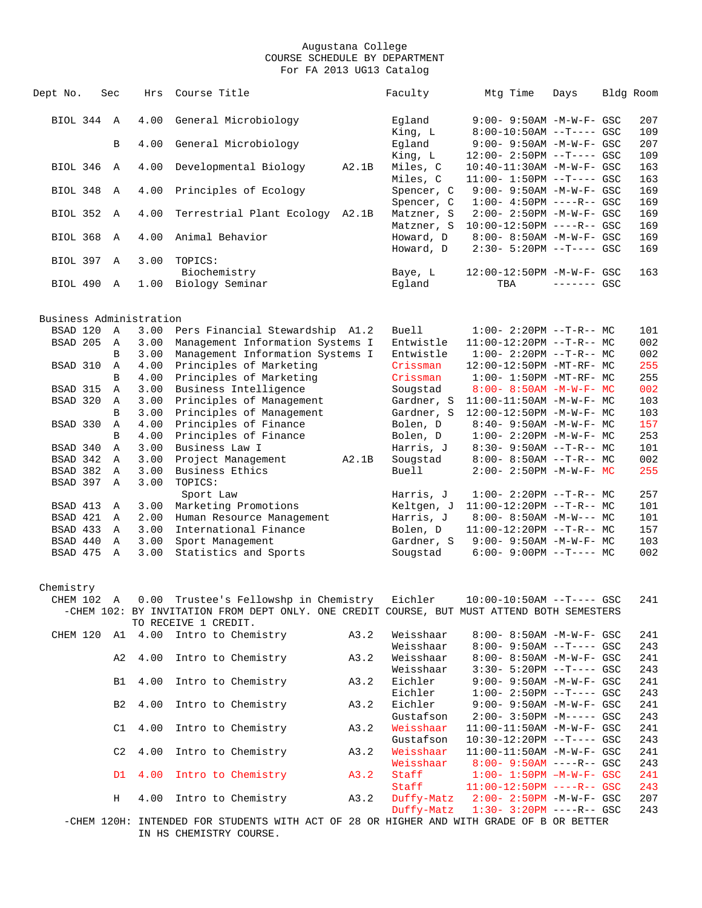Augustana College
COURSE SCHEDULE BY DEPARTMENT
For FA 2013 UG13 Catalog

| Dept No. | Sec | Hrs | Course Title | | Faculty | Mtg Time | Days | Bldg | Room |
|---|---|---|---|---|---|---|---|---|---|
| BIOL 344 | A | 4.00 | General Microbiology | | Egland | 9:00- 9:50AM | -M-W-F- | GSC | 207 |
| | | | | | King, L | 8:00-10:50AM | --T---- | GSC | 109 |
| | B | 4.00 | General Microbiology | | Egland | 9:00- 9:50AM | -M-W-F- | GSC | 207 |
| | | | | | King, L | 12:00- 2:50PM | --T---- | GSC | 109 |
| BIOL 346 | A | 4.00 | Developmental Biology | A2.1B | Miles, C | 10:40-11:30AM | -M-W-F- | GSC | 163 |
| | | | | | Miles, C | 11:00- 1:50PM | --T---- | GSC | 163 |
| BIOL 348 | A | 4.00 | Principles of Ecology | | Spencer, C | 9:00- 9:50AM | -M-W-F- | GSC | 169 |
| | | | | | Spencer, C | 1:00- 4:50PM | ----R-- | GSC | 169 |
| BIOL 352 | A | 4.00 | Terrestrial Plant Ecology | A2.1B | Matzner, S | 2:00- 2:50PM | -M-W-F- | GSC | 169 |
| | | | | | Matzner, S | 10:00-12:50PM | ----R-- | GSC | 169 |
| BIOL 368 | A | 4.00 | Animal Behavior | | Howard, D | 8:00- 8:50AM | -M-W-F- | GSC | 169 |
| | | | | | Howard, D | 2:30- 5:20PM | --T---- | GSC | 169 |
| BIOL 397 | A | 3.00 | TOPICS: | | | | | | |
| | | | Biochemistry | | Baye, L | 12:00-12:50PM | -M-W-F- | GSC | 163 |
| BIOL 490 | A | 1.00 | Biology Seminar | | Egland | TBA | ------- | GSC | |

## Business Administration

| Dept No. | Sec | Hrs | Course Title | | Faculty | Mtg Time | Days | Bldg | Room |
|---|---|---|---|---|---|---|---|---|---|
| BSAD 120 | A | 3.00 | Pers Financial Stewardship | A1.2 | Buell | 1:00- 2:20PM | --T-R-- | MC | 101 |
| BSAD 205 | A | 3.00 | Management Information Systems I | | Entwistle | 11:00-12:20PM | --T-R-- | MC | 002 |
| | B | 3.00 | Management Information Systems I | | Entwistle | 1:00- 2:20PM | --T-R-- | MC | 002 |
| BSAD 310 | A | 4.00 | Principles of Marketing | | Crissman | 12:00-12:50PM | -MT-RF- | MC | 255 |
| | B | 4.00 | Principles of Marketing | | Crissman | 1:00- 1:50PM | -MT-RF- | MC | 255 |
| BSAD 315 | A | 3.00 | Business Intelligence | | Sougstad | 8:00- 8:50AM | -M-W-F- | MC | 002 |
| BSAD 320 | A | 3.00 | Principles of Management | | Gardner, S | 11:00-11:50AM | -M-W-F- | MC | 103 |
| | B | 3.00 | Principles of Management | | Gardner, S | 12:00-12:50PM | -M-W-F- | MC | 103 |
| BSAD 330 | A | 4.00 | Principles of Finance | | Bolen, D | 8:40- 9:50AM | -M-W-F- | MC | 157 |
| | B | 4.00 | Principles of Finance | | Bolen, D | 1:00- 2:20PM | -M-W-F- | MC | 253 |
| BSAD 340 | A | 3.00 | Business Law I | | Harris, J | 8:30- 9:50AM | --T-R-- | MC | 101 |
| BSAD 342 | A | 3.00 | Project Management | A2.1B | Sougstad | 8:00- 8:50AM | --T-R-- | MC | 002 |
| BSAD 382 | A | 3.00 | Business Ethics | | Buell | 2:00- 2:50PM | -M-W-F- | MC | 255 |
| BSAD 397 | A | 3.00 | TOPICS: | | | | | | |
| | | | Sport Law | | Harris, J | 1:00- 2:20PM | --T-R-- | MC | 257 |
| BSAD 413 | A | 3.00 | Marketing Promotions | | Keltgen, J | 11:00-12:20PM | --T-R-- | MC | 101 |
| BSAD 421 | A | 2.00 | Human Resource Management | | Harris, J | 8:00- 8:50AM | -M-W--- | MC | 101 |
| BSAD 433 | A | 3.00 | International Finance | | Bolen, D | 11:00-12:20PM | --T-R-- | MC | 157 |
| BSAD 440 | A | 3.00 | Sport Management | | Gardner, S | 9:00- 9:50AM | -M-W-F- | MC | 103 |
| BSAD 475 | A | 3.00 | Statistics and Sports | | Sougstad | 6:00- 9:00PM | --T---- | MC | 002 |

## Chemistry

| Dept No. | Sec | Hrs | Course Title | | Faculty | Mtg Time | Days | Bldg | Room |
|---|---|---|---|---|---|---|---|---|---|
| CHEM 102 | A | 0.00 | Trustee's Fellowshp in Chemistry | | Eichler | 10:00-10:50AM | --T---- | GSC | 241 |

-CHEM 102: BY INVITATION FROM DEPT ONLY. ONE CREDIT COURSE, BUT MUST ATTEND BOTH SEMESTERS TO RECEIVE 1 CREDIT.

| Dept No. | Sec | Hrs | Course Title | | Faculty | Mtg Time | Days | Bldg | Room |
|---|---|---|---|---|---|---|---|---|---|
| CHEM 120 | A1 | 4.00 | Intro to Chemistry | A3.2 | Weisshaar | 8:00- 8:50AM | -M-W-F- | GSC | 241 |
| | | | | | Weisshaar | 8:00- 9:50AM | --T---- | GSC | 243 |
| | A2 | 4.00 | Intro to Chemistry | A3.2 | Weisshaar | 8:00- 8:50AM | -M-W-F- | GSC | 241 |
| | | | | | Weisshaar | 3:30- 5:20PM | --T---- | GSC | 243 |
| | B1 | 4.00 | Intro to Chemistry | A3.2 | Eichler | 9:00- 9:50AM | -M-W-F- | GSC | 241 |
| | | | | | Eichler | 1:00- 2:50PM | --T---- | GSC | 243 |
| | B2 | 4.00 | Intro to Chemistry | A3.2 | Eichler | 9:00- 9:50AM | -M-W-F- | GSC | 241 |
| | | | | | Gustafson | 2:00- 3:50PM | -M----- | GSC | 243 |
| | C1 | 4.00 | Intro to Chemistry | A3.2 | Weisshaar | 11:00-11:50AM | -M-W-F- | GSC | 241 |
| | | | | | Gustafson | 10:30-12:20PM | --T---- | GSC | 243 |
| | C2 | 4.00 | Intro to Chemistry | A3.2 | Weisshaar | 11:00-11:50AM | -M-W-F- | GSC | 241 |
| | | | | | Weisshaar | 8:00- 9:50AM | ----R-- | GSC | 243 |
| | D1 | 4.00 | Intro to Chemistry | A3.2 | Staff | 1:00- 1:50PM | -M-W-F- | GSC | 241 |
| | | | | | Staff | 11:00-12:50PM | ----R-- | GSC | 243 |
| | H | 4.00 | Intro to Chemistry | A3.2 | Duffy-Matz | 2:00- 2:50PM | -M-W-F- | GSC | 207 |
| | | | | | Duffy-Matz | 1:30- 3:20PM | ----R-- | GSC | 243 |

-CHEM 120H: INTENDED FOR STUDENTS WITH ACT OF 28 OR HIGHER AND WITH GRADE OF B OR BETTER IN HS CHEMISTRY COURSE.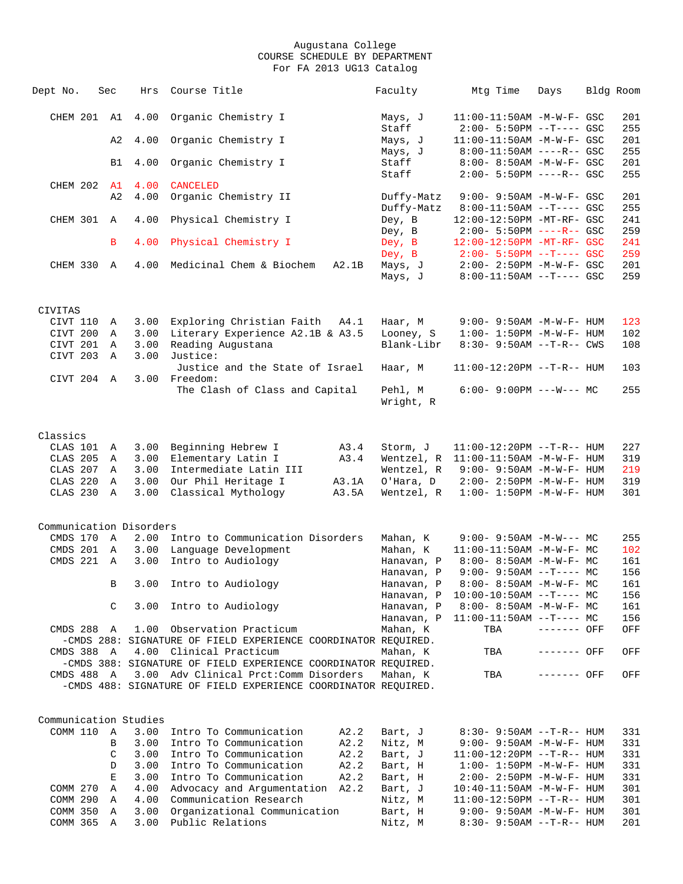Augustana College
COURSE SCHEDULE BY DEPARTMENT
For FA 2013 UG13 Catalog

| Dept No. | Sec | Hrs | Course Title | | Faculty | Mtg Time | Days | Bldg | Room |
|---|---|---|---|---|---|---|---|---|---|
| CHEM 201 | A1 | 4.00 | Organic Chemistry I | | Mays, J | 11:00-11:50AM | -M-W-F- | GSC | 201 |
| | | | | | Staff | 2:00- 5:50PM | --T---- | GSC | 255 |
| | A2 | 4.00 | Organic Chemistry I | | Mays, J | 11:00-11:50AM | -M-W-F- | GSC | 201 |
| | | | | | Mays, J | 8:00-11:50AM | ----R-- | GSC | 255 |
| | B1 | 4.00 | Organic Chemistry I | | Staff | 8:00- 8:50AM | -M-W-F- | GSC | 201 |
| | | | | | Staff | 2:00- 5:50PM | ----R-- | GSC | 255 |
| CHEM 202 | A1 | 4.00 | CANCELED | | | | | | |
| | A2 | 4.00 | Organic Chemistry II | | Duffy-Matz | 9:00- 9:50AM | -M-W-F- | GSC | 201 |
| | | | | | Duffy-Matz | 8:00-11:50AM | --T---- | GSC | 255 |
| CHEM 301 | A | 4.00 | Physical Chemistry I | | Dey, B | 12:00-12:50PM | -MT-RF- | GSC | 241 |
| | | | | | Dey, B | 2:00- 5:50PM | ----R-- | GSC | 259 |
| | B | 4.00 | Physical Chemistry I | | Dey, B | 12:00-12:50PM | -MT-RF- | GSC | 241 |
| | | | | | Dey, B | 2:00- 5:50PM | --T---- | GSC | 259 |
| CHEM 330 | A | 4.00 | Medicinal Chem & Biochem | A2.1B | Mays, J | 2:00- 2:50PM | -M-W-F- | GSC | 201 |
| | | | | | Mays, J | 8:00-11:50AM | --T---- | GSC | 259 |

## CIVITAS

| Dept No. | Sec | Hrs | Course Title | | Faculty | Mtg Time | Days | Bldg | Room |
|---|---|---|---|---|---|---|---|---|---|
| CIVT 110 | A | 3.00 | Exploring Christian Faith | A4.1 | Haar, M | 9:00- 9:50AM | -M-W-F- | HUM | 123 |
| CIVT 200 | A | 3.00 | Literary Experience A2.1B & A3.5 | | Looney, S | 1:00- 1:50PM | -M-W-F- | HUM | 102 |
| CIVT 201 | A | 3.00 | Reading Augustana | | Blank-Libr | 8:30- 9:50AM | --T-R-- | CWS | 108 |
| CIVT 203 | A | 3.00 | Justice: Justice and the State of Israel | | Haar, M | 11:00-12:20PM | --T-R-- | HUM | 103 |
| CIVT 204 | A | 3.00 | Freedom: The Clash of Class and Capital | | Pehl, M | 6:00- 9:00PM | ---W--- | MC | 255 |
| | | | | | Wright, R | | | | |

## Classics

| Dept No. | Sec | Hrs | Course Title | | Faculty | Mtg Time | Days | Bldg | Room |
|---|---|---|---|---|---|---|---|---|---|
| CLAS 101 | A | 3.00 | Beginning Hebrew I | A3.4 | Storm, J | 11:00-12:20PM | --T-R-- | HUM | 227 |
| CLAS 205 | A | 3.00 | Elementary Latin I | A3.4 | Wentzel, R | 11:00-11:50AM | -M-W-F- | HUM | 319 |
| CLAS 207 | A | 3.00 | Intermediate Latin III | | Wentzel, R | 9:00- 9:50AM | -M-W-F- | HUM | 219 |
| CLAS 220 | A | 3.00 | Our Phil Heritage I | A3.1A | O'Hara, D | 2:00- 2:50PM | -M-W-F- | HUM | 319 |
| CLAS 230 | A | 3.00 | Classical Mythology | A3.5A | Wentzel, R | 1:00- 1:50PM | -M-W-F- | HUM | 301 |

## Communication Disorders

| Dept No. | Sec | Hrs | Course Title | | Faculty | Mtg Time | Days | Bldg | Room |
|---|---|---|---|---|---|---|---|---|---|
| CMDS 170 | A | 2.00 | Intro to Communication Disorders | | Mahan, K | 9:00- 9:50AM | -M-W--- | MC | 255 |
| CMDS 201 | A | 3.00 | Language Development | | Mahan, K | 11:00-11:50AM | -M-W-F- | MC | 102 |
| CMDS 221 | A | 3.00 | Intro to Audiology | | Hanavan, P | 8:00- 8:50AM | -M-W-F- | MC | 161 |
| | | | | | Hanavan, P | 9:00- 9:50AM | --T---- | MC | 156 |
| | B | 3.00 | Intro to Audiology | | Hanavan, P | 8:00- 8:50AM | -M-W-F- | MC | 161 |
| | | | | | Hanavan, P | 10:00-10:50AM | --T---- | MC | 156 |
| | C | 3.00 | Intro to Audiology | | Hanavan, P | 8:00- 8:50AM | -M-W-F- | MC | 161 |
| | | | | | Hanavan, P | 11:00-11:50AM | --T---- | MC | 156 |
| CMDS 288 | A | 1.00 | Observation Practicum | | Mahan, K | TBA | ------- | OFF | OFF |
| -CMDS 288: SIGNATURE OF FIELD EXPERIENCE COORDINATOR REQUIRED. | | | | | | | | | |
| CMDS 388 | A | 4.00 | Clinical Practicum | | Mahan, K | TBA | ------- | OFF | OFF |
| -CMDS 388: SIGNATURE OF FIELD EXPERIENCE COORDINATOR REQUIRED. | | | | | | | | | |
| CMDS 488 | A | 3.00 | Adv Clinical Prct:Comm Disorders | | Mahan, K | TBA | ------- | OFF | OFF |
| -CMDS 488: SIGNATURE OF FIELD EXPERIENCE COORDINATOR REQUIRED. | | | | | | | | | |

## Communication Studies

| Dept No. | Sec | Hrs | Course Title | | Faculty | Mtg Time | Days | Bldg | Room |
|---|---|---|---|---|---|---|---|---|---|
| COMM 110 | A | 3.00 | Intro To Communication | A2.2 | Bart, J | 8:30- 9:50AM | --T-R-- | HUM | 331 |
| | B | 3.00 | Intro To Communication | A2.2 | Nitz, M | 9:00- 9:50AM | -M-W-F- | HUM | 331 |
| | C | 3.00 | Intro To Communication | A2.2 | Bart, J | 11:00-12:20PM | --T-R-- | HUM | 331 |
| | D | 3.00 | Intro To Communication | A2.2 | Bart, H | 1:00- 1:50PM | -M-W-F- | HUM | 331 |
| | E | 3.00 | Intro To Communication | A2.2 | Bart, H | 2:00- 2:50PM | -M-W-F- | HUM | 331 |
| COMM 270 | A | 4.00 | Advocacy and Argumentation | A2.2 | Bart, J | 10:40-11:50AM | -M-W-F- | HUM | 301 |
| COMM 290 | A | 4.00 | Communication Research | | Nitz, M | 11:00-12:50PM | --T-R-- | HUM | 301 |
| COMM 350 | A | 3.00 | Organizational Communication | | Bart, H | 9:00- 9:50AM | -M-W-F- | HUM | 301 |
| COMM 365 | A | 3.00 | Public Relations | | Nitz, M | 8:30- 9:50AM | --T-R-- | HUM | 201 |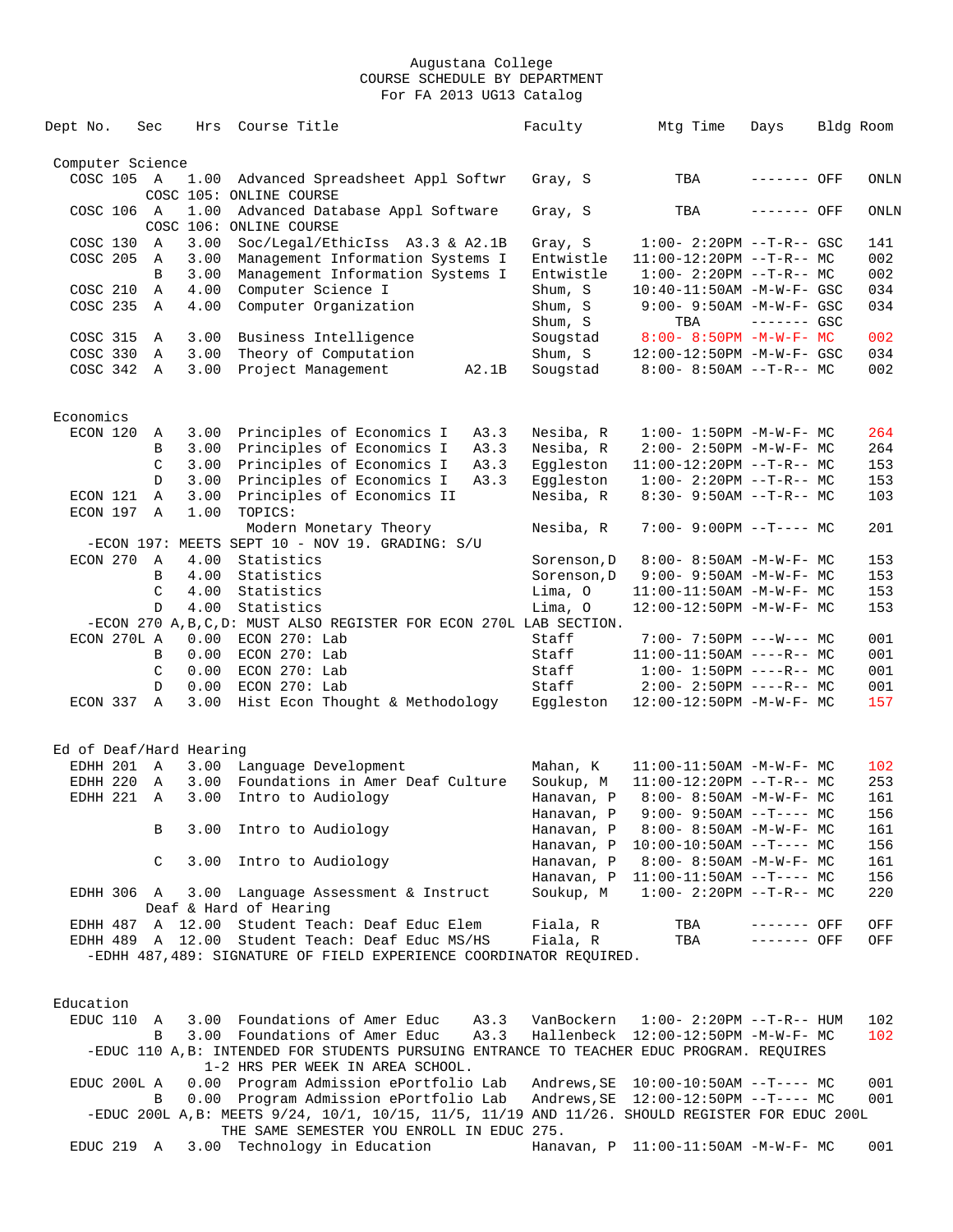Augustana College
COURSE SCHEDULE BY DEPARTMENT
For FA 2013 UG13 Catalog

| Dept | No. | Sec | Hrs | Course Title | Faculty | Mtg Time | Days | Bldg | Room |
|---|---|---|---|---|---|---|---|---|---|
| **Computer Science** | | | | | | | | | |
| COSC | 105 | A | 1.00 | Advanced Spreadsheet Appl Softwr | Gray, S | TBA | ------- | OFF | ONLN |
| | | | | COSC 105: ONLINE COURSE | | | | | |
| COSC | 106 | A | 1.00 | Advanced Database Appl Software | Gray, S | TBA | ------- | OFF | ONLN |
| | | | | COSC 106: ONLINE COURSE | | | | | |
| COSC | 130 | A | 3.00 | Soc/Legal/EthicIss A3.3 & A2.1B | Gray, S | 1:00- 2:20PM | --T-R-- | GSC | 141 |
| COSC | 205 | A | 3.00 | Management Information Systems I | Entwistle | 11:00-12:20PM | --T-R-- | MC | 002 |
| | | B | 3.00 | Management Information Systems I | Entwistle | 1:00- 2:20PM | --T-R-- | MC | 002 |
| COSC | 210 | A | 4.00 | Computer Science I | Shum, S | 10:40-11:50AM | -M-W-F- | GSC | 034 |
| COSC | 235 | A | 4.00 | Computer Organization | Shum, S | 9:00- 9:50AM | -M-W-F- | GSC | 034 |
| | | | | | Shum, S | TBA | ------- | GSC | |
| COSC | 315 | A | 3.00 | Business Intelligence | Sougstad | 8:00- 8:50PM | -M-W-F- | MC | 002 |
| COSC | 330 | A | 3.00 | Theory of Computation | Shum, S | 12:00-12:50PM | -M-W-F- | GSC | 034 |
| COSC | 342 | A | 3.00 | Project Management A2.1B | Sougstad | 8:00- 8:50AM | --T-R-- | MC | 002 |
| **Economics** | | | | | | | | | |
| ECON | 120 | A | 3.00 | Principles of Economics I A3.3 | Nesiba, R | 1:00- 1:50PM | -M-W-F- | MC | 264 |
| | | B | 3.00 | Principles of Economics I A3.3 | Nesiba, R | 2:00- 2:50PM | -M-W-F- | MC | 264 |
| | | C | 3.00 | Principles of Economics I A3.3 | Eggleston | 11:00-12:20PM | --T-R-- | MC | 153 |
| | | D | 3.00 | Principles of Economics I A3.3 | Eggleston | 1:00- 2:20PM | --T-R-- | MC | 153 |
| ECON | 121 | A | 3.00 | Principles of Economics II | Nesiba, R | 8:30- 9:50AM | --T-R-- | MC | 103 |
| ECON | 197 | A | 1.00 | TOPICS: Modern Monetary Theory | Nesiba, R | 7:00- 9:00PM | --T---- | MC | 201 |
| | | | | -ECON 197: MEETS SEPT 10 - NOV 19. GRADING: S/U | | | | | |
| ECON | 270 | A | 4.00 | Statistics | Sorenson,D | 8:00- 8:50AM | -M-W-F- | MC | 153 |
| | | B | 4.00 | Statistics | Sorenson,D | 9:00- 9:50AM | -M-W-F- | MC | 153 |
| | | C | 4.00 | Statistics | Lima, O | 11:00-11:50AM | -M-W-F- | MC | 153 |
| | | D | 4.00 | Statistics | Lima, O | 12:00-12:50PM | -M-W-F- | MC | 153 |
| | | | | -ECON 270 A,B,C,D: MUST ALSO REGISTER FOR ECON 270L LAB SECTION. | | | | | |
| ECON | 270L | A | 0.00 | ECON 270: Lab | Staff | 7:00- 7:50PM | ---W--- | MC | 001 |
| | | B | 0.00 | ECON 270: Lab | Staff | 11:00-11:50AM | ----R-- | MC | 001 |
| | | C | 0.00 | ECON 270: Lab | Staff | 1:00- 1:50PM | ----R-- | MC | 001 |
| | | D | 0.00 | ECON 270: Lab | Staff | 2:00- 2:50PM | ----R-- | MC | 001 |
| ECON | 337 | A | 3.00 | Hist Econ Thought & Methodology | Eggleston | 12:00-12:50PM | -M-W-F- | MC | 157 |
| **Ed of Deaf/Hard Hearing** | | | | | | | | | |
| EDHH | 201 | A | 3.00 | Language Development | Mahan, K | 11:00-11:50AM | -M-W-F- | MC | 102 |
| EDHH | 220 | A | 3.00 | Foundations in Amer Deaf Culture | Soukup, M | 11:00-12:20PM | --T-R-- | MC | 253 |
| EDHH | 221 | A | 3.00 | Intro to Audiology | Hanavan, P | 8:00- 8:50AM | -M-W-F- | MC | 161 |
| | | | | | Hanavan, P | 9:00- 9:50AM | --T---- | MC | 156 |
| | | B | 3.00 | Intro to Audiology | Hanavan, P | 8:00- 8:50AM | -M-W-F- | MC | 161 |
| | | | | | Hanavan, P | 10:00-10:50AM | --T---- | MC | 156 |
| | | C | 3.00 | Intro to Audiology | Hanavan, P | 8:00- 8:50AM | -M-W-F- | MC | 161 |
| | | | | | Hanavan, P | 11:00-11:50AM | --T---- | MC | 156 |
| EDHH | 306 | A | 3.00 | Language Assessment & Instruct Deaf & Hard of Hearing | Soukup, M | 1:00- 2:20PM | --T-R-- | MC | 220 |
| EDHH | 487 | A | 12.00 | Student Teach: Deaf Educ Elem | Fiala, R | TBA | ------- | OFF | OFF |
| EDHH | 489 | A | 12.00 | Student Teach: Deaf Educ MS/HS | Fiala, R | TBA | ------- | OFF | OFF |
| | | | | -EDHH 487,489: SIGNATURE OF FIELD EXPERIENCE COORDINATOR REQUIRED. | | | | | |
| **Education** | | | | | | | | | |
| EDUC | 110 | A | 3.00 | Foundations of Amer Educ A3.3 | VanBockern | 1:00- 2:20PM | --T-R-- | HUM | 102 |
| | | B | 3.00 | Foundations of Amer Educ A3.3 | Hallenbeck | 12:00-12:50PM | -M-W-F- | MC | 102 |
| | | | | -EDUC 110 A,B: INTENDED FOR STUDENTS PURSUING ENTRANCE TO TEACHER EDUC PROGRAM. REQUIRES 1-2 HRS PER WEEK IN AREA SCHOOL. | | | | | |
| EDUC | 200L | A | 0.00 | Program Admission ePortfolio Lab | Andrews,SE | 10:00-10:50AM | --T---- | MC | 001 |
| | | B | 0.00 | Program Admission ePortfolio Lab | Andrews,SE | 12:00-12:50PM | --T---- | MC | 001 |
| | | | | -EDUC 200L A,B: MEETS 9/24, 10/1, 10/15, 11/5, 11/19 AND 11/26. SHOULD REGISTER FOR EDUC 200L THE SAME SEMESTER YOU ENROLL IN EDUC 275. | | | | | |
| EDUC | 219 | A | 3.00 | Technology in Education | Hanavan, P | 11:00-11:50AM | -M-W-F- | MC | 001 |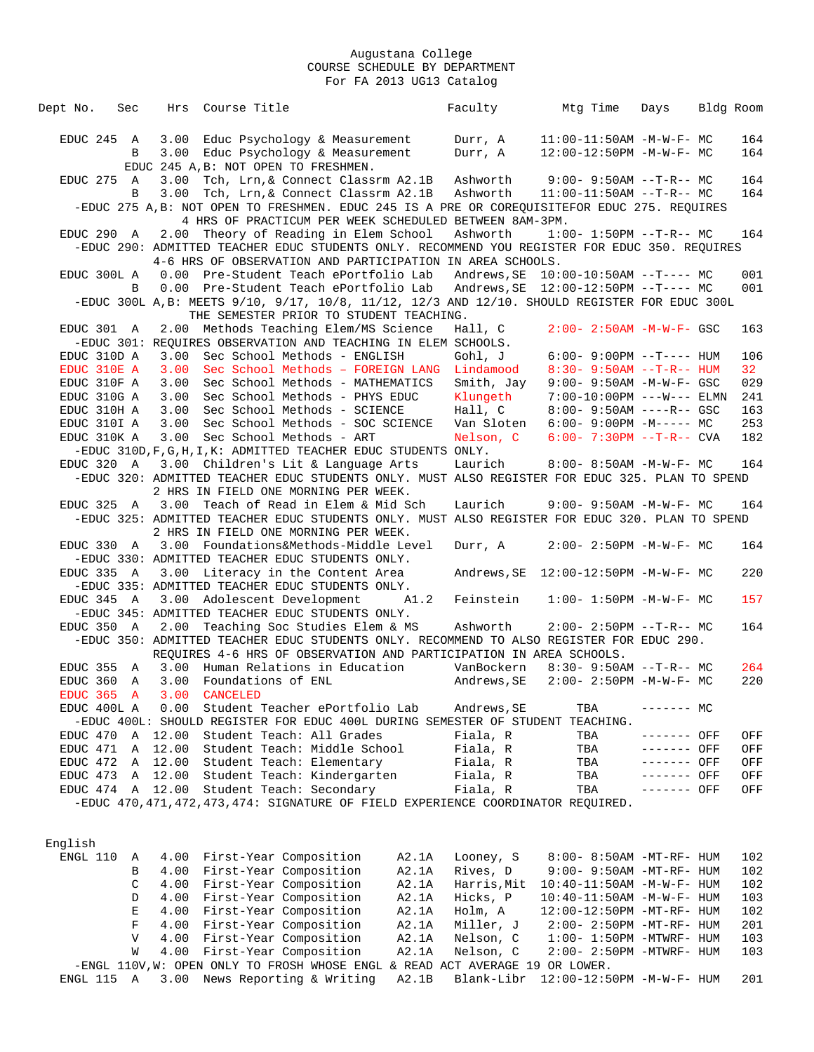Augustana College
COURSE SCHEDULE BY DEPARTMENT
For FA 2013 UG13 Catalog

| Dept | No. | Sec | Hrs | Course Title | | Faculty | Mtg Time | Days | Bldg | Room |
|---|---|---|---|---|---|---|---|---|---|---|
| EDUC | 245 | A | 3.00 | Educ Psychology & Measurement | | Durr, A | 11:00-11:50AM | -M-W-F- | MC | 164 |
| | | B | 3.00 | Educ Psychology & Measurement | | Durr, A | 12:00-12:50PM | -M-W-F- | MC | 164 |
| EDUC 245 A,B: NOT OPEN TO FRESHMEN. | | | | | | | | | | |
| EDUC | 275 | A | 3.00 | Tch, Lrn,& Connect Classrm | A2.1B | Ashworth | 9:00- 9:50AM | --T-R-- | MC | 164 |
| | | B | 3.00 | Tch, Lrn,& Connect Classrm | A2.1B | Ashworth | 11:00-11:50AM | --T-R-- | MC | 164 |
| -EDUC 275 A,B: NOT OPEN TO FRESHMEN. EDUC 245 IS A PRE OR COREQUISITEFOR EDUC 275. REQUIRES 4 HRS OF PRACTICUM PER WEEK SCHEDULED BETWEEN 8AM-3PM. | | | | | | | | | | |
| EDUC | 290 | A | 2.00 | Theory of Reading in Elem School | | Ashworth | 1:00- 1:50PM | --T-R-- | MC | 164 |
| -EDUC 290: ADMITTED TEACHER EDUC STUDENTS ONLY. RECOMMEND YOU REGISTER FOR EDUC 350. REQUIRES 4-6 HRS OF OBSERVATION AND PARTICIPATION IN AREA SCHOOLS. | | | | | | | | | | |
| EDUC | 300L | A | 0.00 | Pre-Student Teach ePortfolio Lab | | Andrews,SE | 10:00-10:50AM | --T---- | MC | 001 |
| | | B | 0.00 | Pre-Student Teach ePortfolio Lab | | Andrews,SE | 12:00-12:50PM | --T---- | MC | 001 |
| -EDUC 300L A,B: MEETS 9/10, 9/17, 10/8, 11/12, 12/3 AND 12/10. SHOULD REGISTER FOR EDUC 300L THE SEMESTER PRIOR TO STUDENT TEACHING. | | | | | | | | | | |
| EDUC | 301 | A | 2.00 | Methods Teaching Elem/MS Science | | Hall, C | 2:00- 2:50AM | -M-W-F- | GSC | 163 |
| -EDUC 301: REQUIRES OBSERVATION AND TEACHING IN ELEM SCHOOLS. | | | | | | | | | | |
| EDUC | 310D | A | 3.00 | Sec School Methods - ENGLISH | | Gohl, J | 6:00- 9:00PM | --T---- | HUM | 106 |
| EDUC | 310E | A | 3.00 | Sec School Methods – FOREIGN LANG | | Lindamood | 8:30- 9:50AM | --T-R-- | HUM | 32 |
| EDUC | 310F | A | 3.00 | Sec School Methods - MATHEMATICS | | Smith, Jay | 9:00- 9:50AM | -M-W-F- | GSC | 029 |
| EDUC | 310G | A | 3.00 | Sec School Methods - PHYS EDUC | | Klungeth | 7:00-10:00PM | ---W--- | ELMN | 241 |
| EDUC | 310H | A | 3.00 | Sec School Methods - SCIENCE | | Hall, C | 8:00- 9:50AM | ----R-- | GSC | 163 |
| EDUC | 310I | A | 3.00 | Sec School Methods - SOC SCIENCE | | Van Sloten | 6:00- 9:00PM | -M----- | MC | 253 |
| EDUC | 310K | A | 3.00 | Sec School Methods - ART | | Nelson, C | 6:00- 7:30PM | --T-R-- | CVA | 182 |
| -EDUC 310D,F,G,H,I,K: ADMITTED TEACHER EDUC STUDENTS ONLY. | | | | | | | | | | |
| EDUC | 320 | A | 3.00 | Children's Lit & Language Arts | | Laurich | 8:00- 8:50AM | -M-W-F- | MC | 164 |
| -EDUC 320: ADMITTED TEACHER EDUC STUDENTS ONLY. MUST ALSO REGISTER FOR EDUC 325. PLAN TO SPEND 2 HRS IN FIELD ONE MORNING PER WEEK. | | | | | | | | | | |
| EDUC | 325 | A | 3.00 | Teach of Read in Elem & Mid Sch | | Laurich | 9:00- 9:50AM | -M-W-F- | MC | 164 |
| -EDUC 325: ADMITTED TEACHER EDUC STUDENTS ONLY. MUST ALSO REGISTER FOR EDUC 320. PLAN TO SPEND 2 HRS IN FIELD ONE MORNING PER WEEK. | | | | | | | | | | |
| EDUC | 330 | A | 3.00 | Foundations&Methods-Middle Level | | Durr, A | 2:00- 2:50PM | -M-W-F- | MC | 164 |
| -EDUC 330: ADMITTED TEACHER EDUC STUDENTS ONLY. | | | | | | | | | | |
| EDUC | 335 | A | 3.00 | Literacy in the Content Area | | Andrews,SE | 12:00-12:50PM | -M-W-F- | MC | 220 |
| -EDUC 335: ADMITTED TEACHER EDUC STUDENTS ONLY. | | | | | | | | | | |
| EDUC | 345 | A | 3.00 | Adolescent Development | A1.2 | Feinstein | 1:00- 1:50PM | -M-W-F- | MC | 157 |
| -EDUC 345: ADMITTED TEACHER EDUC STUDENTS ONLY. | | | | | | | | | | |
| EDUC | 350 | A | 2.00 | Teaching Soc Studies Elem & MS | | Ashworth | 2:00- 2:50PM | --T-R-- | MC | 164 |
| -EDUC 350: ADMITTED TEACHER EDUC STUDENTS ONLY. RECOMMEND TO ALSO REGISTER FOR EDUC 290. REQUIRES 4-6 HRS OF OBSERVATION AND PARTICIPATION IN AREA SCHOOLS. | | | | | | | | | | |
| EDUC | 355 | A | 3.00 | Human Relations in Education | | VanBockern | 8:30- 9:50AM | --T-R-- | MC | 264 |
| EDUC | 360 | A | 3.00 | Foundations of ENL | | Andrews,SE | 2:00- 2:50PM | -M-W-F- | MC | 220 |
| EDUC | 365 | A | 3.00 | CANCELED | | | | | | |
| EDUC | 400L | A | 0.00 | Student Teacher ePortfolio Lab | | Andrews,SE | TBA | ------- | MC | |
| -EDUC 400L: SHOULD REGISTER FOR EDUC 400L DURING SEMESTER OF STUDENT TEACHING. | | | | | | | | | | |
| EDUC | 470 | A | 12.00 | Student Teach: All Grades | | Fiala, R | TBA | ------- | OFF | OFF |
| EDUC | 471 | A | 12.00 | Student Teach: Middle School | | Fiala, R | TBA | ------- | OFF | OFF |
| EDUC | 472 | A | 12.00 | Student Teach: Elementary | | Fiala, R | TBA | ------- | OFF | OFF |
| EDUC | 473 | A | 12.00 | Student Teach: Kindergarten | | Fiala, R | TBA | ------- | OFF | OFF |
| EDUC | 474 | A | 12.00 | Student Teach: Secondary | | Fiala, R | TBA | ------- | OFF | OFF |
| -EDUC 470,471,472,473,474: SIGNATURE OF FIELD EXPERIENCE COORDINATOR REQUIRED. | | | | | | | | | | |

## English

| Dept | No. | Sec | Hrs | Course Title | | Faculty | Mtg Time | Days | Bldg | Room |
|---|---|---|---|---|---|---|---|---|---|---|
| ENGL | 110 | A | 4.00 | First-Year Composition | A2.1A | Looney, S | 8:00- 8:50AM | -MT-RF- | HUM | 102 |
| | | B | 4.00 | First-Year Composition | A2.1A | Rives, D | 9:00- 9:50AM | -MT-RF- | HUM | 102 |
| | | C | 4.00 | First-Year Composition | A2.1A | Harris,Mit | 10:40-11:50AM | -M-W-F- | HUM | 102 |
| | | D | 4.00 | First-Year Composition | A2.1A | Hicks, P | 10:40-11:50AM | -M-W-F- | HUM | 103 |
| | | E | 4.00 | First-Year Composition | A2.1A | Holm, A | 12:00-12:50PM | -MT-RF- | HUM | 102 |
| | | F | 4.00 | First-Year Composition | A2.1A | Miller, J | 2:00- 2:50PM | -MT-RF- | HUM | 201 |
| | | V | 4.00 | First-Year Composition | A2.1A | Nelson, C | 1:00- 1:50PM | -MTWRF- | HUM | 103 |
| | | W | 4.00 | First-Year Composition | A2.1A | Nelson, C | 2:00- 2:50PM | -MTWRF- | HUM | 103 |
| -ENGL 110V,W: OPEN ONLY TO FROSH WHOSE ENGL & READ ACT AVERAGE 19 OR LOWER. | | | | | | | | | | |
| ENGL | 115 | A | 3.00 | News Reporting & Writing | A2.1B | Blank-Libr | 12:00-12:50PM | -M-W-F- | HUM | 201 |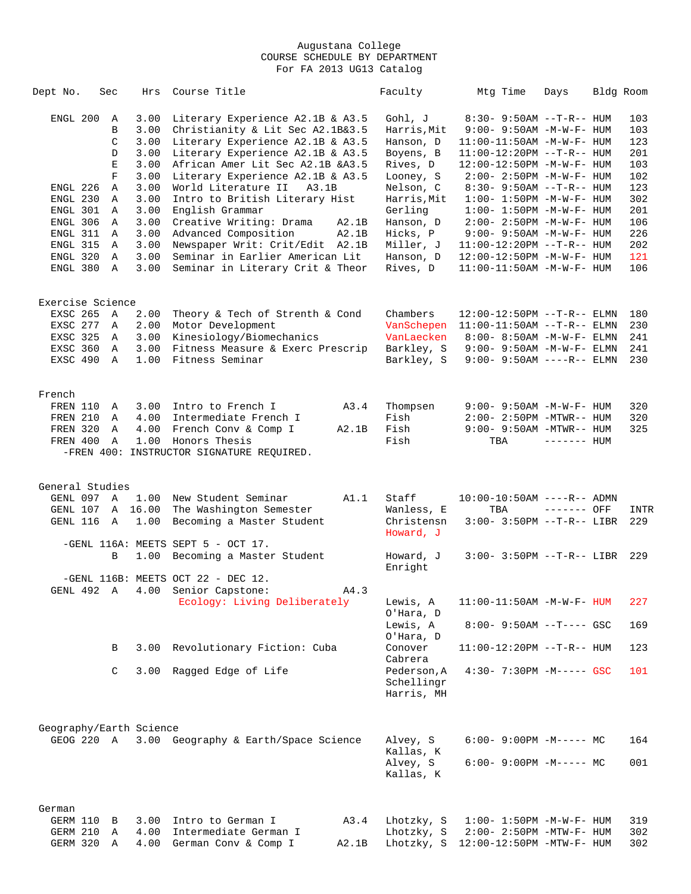Augustana College
COURSE SCHEDULE BY DEPARTMENT
For FA 2013 UG13 Catalog

| Dept No. | Sec | Hrs | Course Title | Faculty | Mtg Time | Days | Bldg | Room |
|---|---|---|---|---|---|---|---|---|
| ENGL 200 | A | 3.00 | Literary Experience A2.1B & A3.5 | Gohl, J | 8:30- 9:50AM | --T-R-- | HUM | 103 |
| | B | 3.00 | Christianity & Lit Sec A2.1B&3.5 | Harris,Mit | 9:00- 9:50AM | -M-W-F- | HUM | 103 |
| | C | 3.00 | Literary Experience A2.1B & A3.5 | Hanson, D | 11:00-11:50AM | -M-W-F- | HUM | 123 |
| | D | 3.00 | Literary Experience A2.1B & A3.5 | Boyens, B | 11:00-12:20PM | --T-R-- | HUM | 201 |
| | E | 3.00 | African Amer Lit Sec A2.1B &A3.5 | Rives, D | 12:00-12:50PM | -M-W-F- | HUM | 103 |
| | F | 3.00 | Literary Experience A2.1B & A3.5 | Looney, S | 2:00- 2:50PM | -M-W-F- | HUM | 102 |
| ENGL 226 | A | 3.00 | World Literature II A3.1B | Nelson, C | 8:30- 9:50AM | --T-R-- | HUM | 123 |
| ENGL 230 | A | 3.00 | Intro to British Literary Hist | Harris,Mit | 1:00- 1:50PM | -M-W-F- | HUM | 302 |
| ENGL 301 | A | 3.00 | English Grammar | Gerling | 1:00- 1:50PM | -M-W-F- | HUM | 201 |
| ENGL 306 | A | 3.00 | Creative Writing: Drama A2.1B | Hanson, D | 2:00- 2:50PM | -M-W-F- | HUM | 106 |
| ENGL 311 | A | 3.00 | Advanced Composition A2.1B | Hicks, P | 9:00- 9:50AM | -M-W-F- | HUM | 226 |
| ENGL 315 | A | 3.00 | Newspaper Writ: Crit/Edit A2.1B | Miller, J | 11:00-12:20PM | --T-R-- | HUM | 202 |
| ENGL 320 | A | 3.00 | Seminar in Earlier American Lit | Hanson, D | 12:00-12:50PM | -M-W-F- | HUM | 121 |
| ENGL 380 | A | 3.00 | Seminar in Literary Crit & Theor | Rives, D | 11:00-11:50AM | -M-W-F- | HUM | 106 |

Exercise Science

| Dept No. | Sec | Hrs | Course Title | Faculty | Mtg Time | Days | Bldg | Room |
|---|---|---|---|---|---|---|---|---|
| EXSC 265 | A | 2.00 | Theory & Tech of Strenth & Cond | Chambers | 12:00-12:50PM | --T-R-- | ELMN | 180 |
| EXSC 277 | A | 2.00 | Motor Development | VanSchepen | 11:00-11:50AM | --T-R-- | ELMN | 230 |
| EXSC 325 | A | 3.00 | Kinesiology/Biomechanics | VanLaecken | 8:00- 8:50AM | -M-W-F- | ELMN | 241 |
| EXSC 360 | A | 3.00 | Fitness Measure & Exerc Prescrip | Barkley, S | 9:00- 9:50AM | -M-W-F- | ELMN | 241 |
| EXSC 490 | A | 1.00 | Fitness Seminar | Barkley, S | 9:00- 9:50AM | ----R-- | ELMN | 230 |

French

| Dept No. | Sec | Hrs | Course Title | Faculty | Mtg Time | Days | Bldg | Room |
|---|---|---|---|---|---|---|---|---|
| FREN 110 | A | 3.00 | Intro to French I A3.4 | Thompsen | 9:00- 9:50AM | -M-W-F- | HUM | 320 |
| FREN 210 | A | 4.00 | Intermediate French I | Fish | 2:00- 2:50PM | -MTWR-- | HUM | 320 |
| FREN 320 | A | 4.00 | French Conv & Comp I A2.1B | Fish | 9:00- 9:50AM | -MTWR-- | HUM | 325 |
| FREN 400 | A | 1.00 | Honors Thesis | Fish | TBA | ------- | HUM | |

-FREN 400: INSTRUCTOR SIGNATURE REQUIRED.

General Studies

| Dept No. | Sec | Hrs | Course Title | Faculty | Mtg Time | Days | Bldg | Room |
|---|---|---|---|---|---|---|---|---|
| GENL 097 | A | 1.00 | New Student Seminar A1.1 | Staff | 10:00-10:50AM | ----R-- | ADMN | |
| GENL 107 | A | 16.00 | The Washington Semester | Wanless, E | TBA | ------- | OFF | INTR |
| GENL 116 | A | 1.00 | Becoming a Master Student | Christensn, Howard, J | 3:00- 3:50PM | --T-R-- | LIBR | 229 |

-GENL 116A: MEETS SEPT 5 - OCT 17.

| Dept No. | Sec | Hrs | Course Title | Faculty | Mtg Time | Days | Bldg | Room |
|---|---|---|---|---|---|---|---|---|
| | B | 1.00 | Becoming a Master Student | Howard, J, Enright | 3:00- 3:50PM | --T-R-- | LIBR | 229 |

-GENL 116B: MEETS OCT 22 - DEC 12.

| Dept No. | Sec | Hrs | Course Title | Faculty | Mtg Time | Days | Bldg | Room |
|---|---|---|---|---|---|---|---|---|
| GENL 492 | A | 4.00 | Senior Capstone: A4.3 Ecology: Living Deliberately | Lewis, A, O'Hara, D | 11:00-11:50AM | -M-W-F- | HUM | 227 |
| | | | | Lewis, A, O'Hara, D | 8:00- 9:50AM | --T---- | GSC | 169 |
| | B | 3.00 | Revolutionary Fiction: Cuba | Conover, Cabrera | 11:00-12:20PM | --T-R-- | HUM | 123 |
| | C | 3.00 | Ragged Edge of Life | Pederson,A, Schellingr, Harris, MH | 4:30- 7:30PM | -M----- | GSC | 101 |

Geography/Earth Science

| Dept No. | Sec | Hrs | Course Title | Faculty | Mtg Time | Days | Bldg | Room |
|---|---|---|---|---|---|---|---|---|
| GEOG 220 | A | 3.00 | Geography & Earth/Space Science | Alvey, S, Kallas, K | 6:00- 9:00PM | -M----- | MC | 164 |
| | | | | Alvey, S, Kallas, K | 6:00- 9:00PM | -M----- | MC | 001 |

German

| Dept No. | Sec | Hrs | Course Title | Faculty | Mtg Time | Days | Bldg | Room |
|---|---|---|---|---|---|---|---|---|
| GERM 110 | B | 3.00 | Intro to German I A3.4 | Lhotzky, S | 1:00- 1:50PM | -M-W-F- | HUM | 319 |
| GERM 210 | A | 4.00 | Intermediate German I | Lhotzky, S | 2:00- 2:50PM | -MTW-F- | HUM | 302 |
| GERM 320 | A | 4.00 | German Conv & Comp I A2.1B | Lhotzky, S | 12:00-12:50PM | -MTW-F- | HUM | 302 |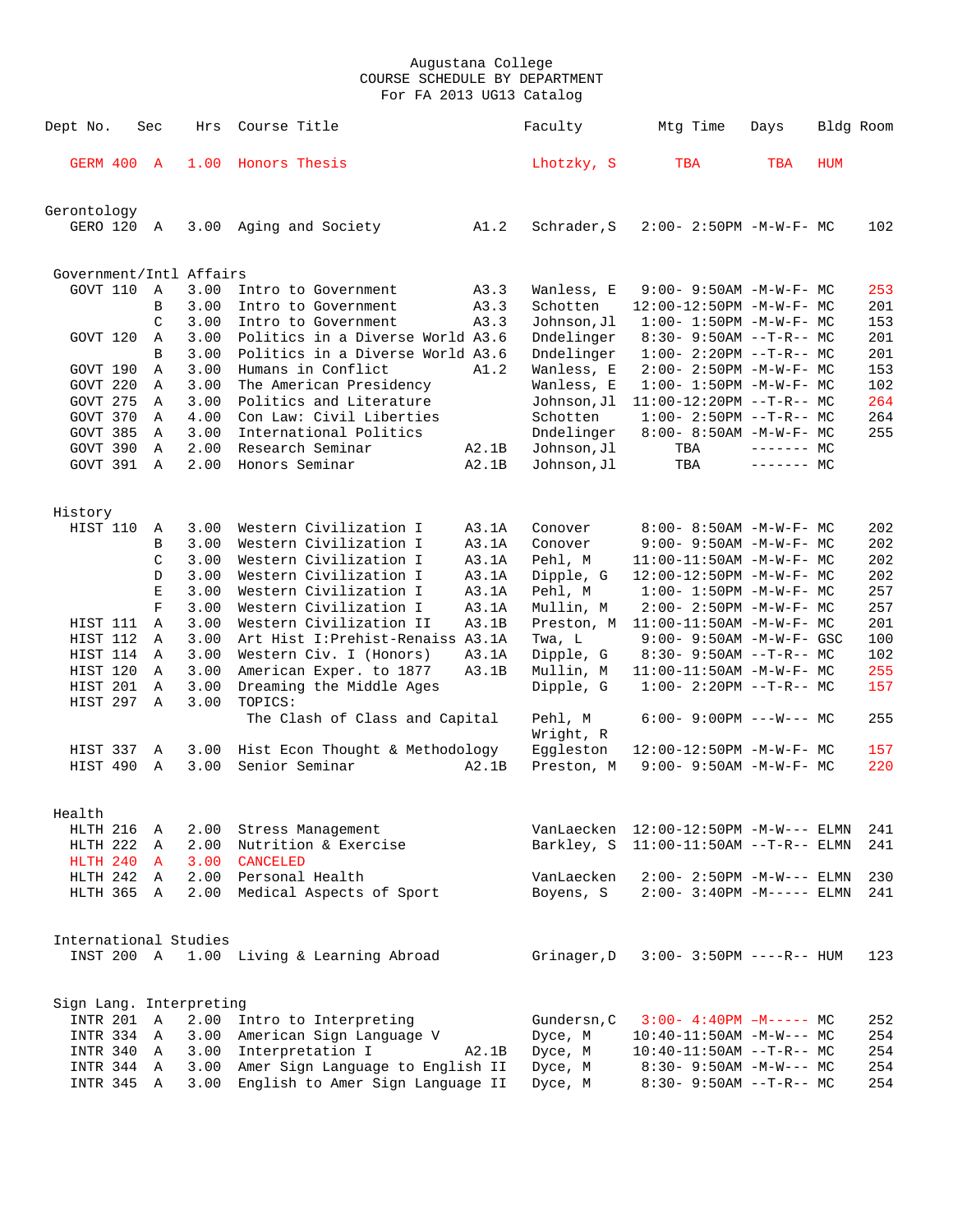Augustana College
COURSE SCHEDULE BY DEPARTMENT
For FA 2013 UG13 Catalog

| Dept No. | Sec | Hrs | Course Title | | Faculty | Mtg Time | Days | Bldg | Room |
|---|---|---|---|---|---|---|---|---|---|
| GERM 400 | A | 1.00 | Honors Thesis | | Lhotzky, S | TBA | TBA | HUM | |
| **Gerontology** | | | | | | | | | |
| GERO 120 | A | 3.00 | Aging and Society | A1.2 | Schrader,S | 2:00- 2:50PM | -M-W-F- | MC | 102 |
| **Government/Intl Affairs** | | | | | | | | | |
| GOVT 110 | A | 3.00 | Intro to Government | A3.3 | Wanless, E | 9:00- 9:50AM | -M-W-F- | MC | 253 |
| | B | 3.00 | Intro to Government | A3.3 | Schotten | 12:00-12:50PM | -M-W-F- | MC | 201 |
| | C | 3.00 | Intro to Government | A3.3 | Johnson,Jl | 1:00- 1:50PM | -M-W-F- | MC | 153 |
| GOVT 120 | A | 3.00 | Politics in a Diverse World | A3.6 | Dndelinger | 8:30- 9:50AM | --T-R-- | MC | 201 |
| | B | 3.00 | Politics in a Diverse World | A3.6 | Dndelinger | 1:00- 2:20PM | --T-R-- | MC | 201 |
| GOVT 190 | A | 3.00 | Humans in Conflict | A1.2 | Wanless, E | 2:00- 2:50PM | -M-W-F- | MC | 153 |
| GOVT 220 | A | 3.00 | The American Presidency | | Wanless, E | 1:00- 1:50PM | -M-W-F- | MC | 102 |
| GOVT 275 | A | 3.00 | Politics and Literature | | Johnson,Jl | 11:00-12:20PM | --T-R-- | MC | 264 |
| GOVT 370 | A | 4.00 | Con Law: Civil Liberties | | Schotten | 1:00- 2:50PM | --T-R-- | MC | 264 |
| GOVT 385 | A | 3.00 | International Politics | | Dndelinger | 8:00- 8:50AM | -M-W-F- | MC | 255 |
| GOVT 390 | A | 2.00 | Research Seminar | A2.1B | Johnson,Jl | TBA | ------- | MC | |
| GOVT 391 | A | 2.00 | Honors Seminar | A2.1B | Johnson,Jl | TBA | ------- | MC | |
| **History** | | | | | | | | | |
| HIST 110 | A | 3.00 | Western Civilization I | A3.1A | Conover | 8:00- 8:50AM | -M-W-F- | MC | 202 |
| | B | 3.00 | Western Civilization I | A3.1A | Conover | 9:00- 9:50AM | -M-W-F- | MC | 202 |
| | C | 3.00 | Western Civilization I | A3.1A | Pehl, M | 11:00-11:50AM | -M-W-F- | MC | 202 |
| | D | 3.00 | Western Civilization I | A3.1A | Dipple, G | 12:00-12:50PM | -M-W-F- | MC | 202 |
| | E | 3.00 | Western Civilization I | A3.1A | Pehl, M | 1:00- 1:50PM | -M-W-F- | MC | 257 |
| | F | 3.00 | Western Civilization I | A3.1A | Mullin, M | 2:00- 2:50PM | -M-W-F- | MC | 257 |
| HIST 111 | A | 3.00 | Western Civilization II | A3.1B | Preston, M | 11:00-11:50AM | -M-W-F- | MC | 201 |
| HIST 112 | A | 3.00 | Art Hist I:Prehist-Renaiss | A3.1A | Twa, L | 9:00- 9:50AM | -M-W-F- | GSC | 100 |
| HIST 114 | A | 3.00 | Western Civ. I (Honors) | A3.1A | Dipple, G | 8:30- 9:50AM | --T-R-- | MC | 102 |
| HIST 120 | A | 3.00 | American Exper. to 1877 | A3.1B | Mullin, M | 11:00-11:50AM | -M-W-F- | MC | 255 |
| HIST 201 | A | 3.00 | Dreaming the Middle Ages | | Dipple, G | 1:00- 2:20PM | --T-R-- | MC | 157 |
| HIST 297 | A | 3.00 | TOPICS: | | | | | | |
| | | | The Clash of Class and Capital | | Pehl, M<br>Wright, R | 6:00- 9:00PM | ---W--- | MC | 255 |
| HIST 337 | A | 3.00 | Hist Econ Thought & Methodology | | Eggleston | 12:00-12:50PM | -M-W-F- | MC | 157 |
| HIST 490 | A | 3.00 | Senior Seminar | A2.1B | Preston, M | 9:00- 9:50AM | -M-W-F- | MC | 220 |
| **Health** | | | | | | | | | |
| HLTH 216 | A | 2.00 | Stress Management | | VanLaecken | 12:00-12:50PM | -M-W--- | ELMN | 241 |
| HLTH 222 | A | 2.00 | Nutrition & Exercise | | Barkley, S | 11:00-11:50AM | --T-R-- | ELMN | 241 |
| HLTH 240 | A | 3.00 | CANCELED | | | | | | |
| HLTH 242 | A | 2.00 | Personal Health | | VanLaecken | 2:00- 2:50PM | -M-W--- | ELMN | 230 |
| HLTH 365 | A | 2.00 | Medical Aspects of Sport | | Boyens, S | 2:00- 3:40PM | -M----- | ELMN | 241 |
| **International Studies** | | | | | | | | | |
| INST 200 | A | 1.00 | Living & Learning Abroad | | Grinager,D | 3:00- 3:50PM | ----R-- | HUM | 123 |
| **Sign Lang. Interpreting** | | | | | | | | | |
| INTR 201 | A | 2.00 | Intro to Interpreting | | Gundersn,C | 3:00- 4:40PM | -M----- | MC | 252 |
| INTR 334 | A | 3.00 | American Sign Language V | | Dyce, M | 10:40-11:50AM | -M-W--- | MC | 254 |
| INTR 340 | A | 3.00 | Interpretation I | A2.1B | Dyce, M | 10:40-11:50AM | --T-R-- | MC | 254 |
| INTR 344 | A | 3.00 | Amer Sign Language to English II | | Dyce, M | 8:30- 9:50AM | -M-W--- | MC | 254 |
| INTR 345 | A | 3.00 | English to Amer Sign Language II | | Dyce, M | 8:30- 9:50AM | --T-R-- | MC | 254 |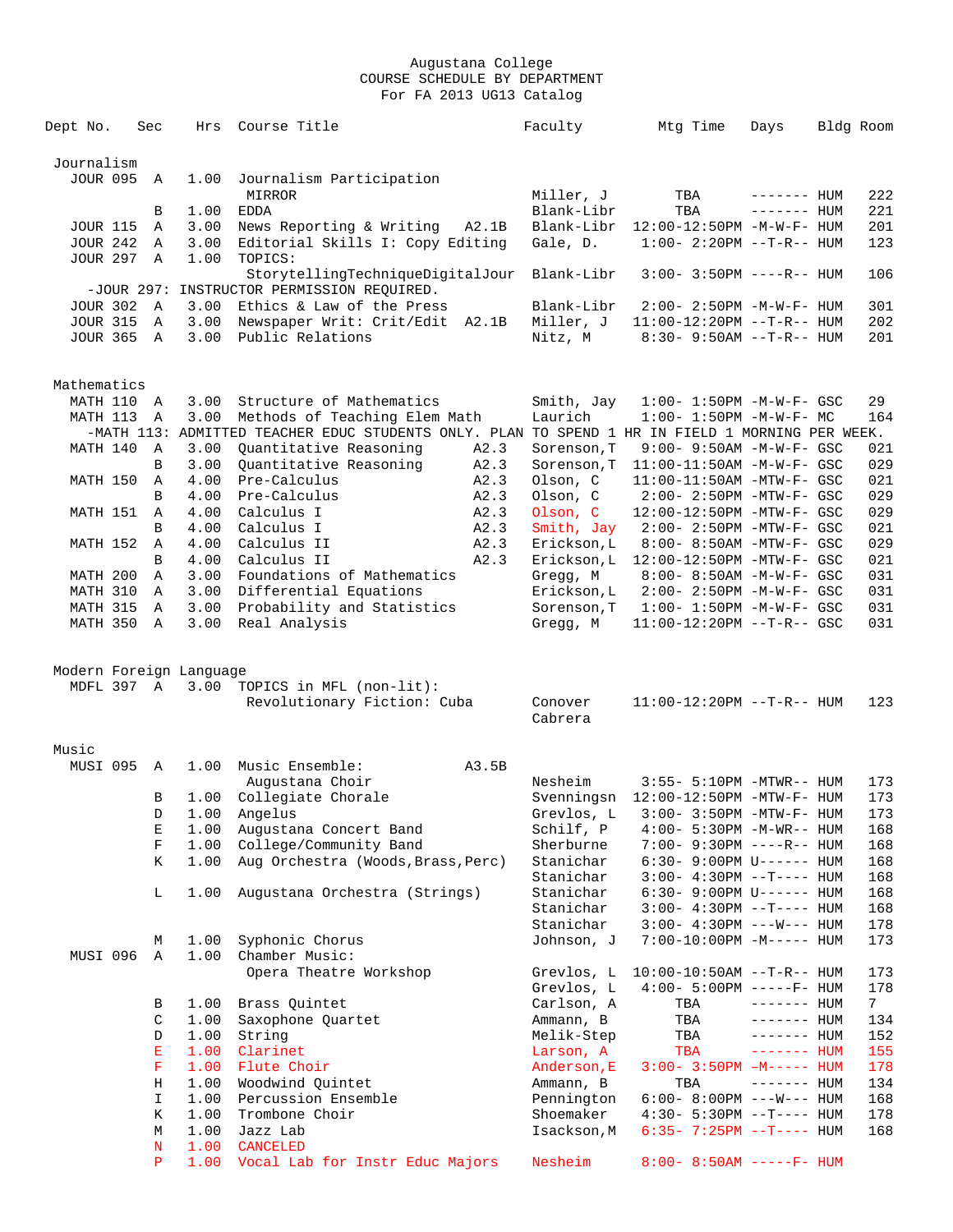Augustana College
COURSE SCHEDULE BY DEPARTMENT
For FA 2013 UG13 Catalog

| Dept No. | Sec | Hrs | Course Title | | Faculty | Mtg Time | Days | Bldg | Room |
|---|---|---|---|---|---|---|---|---|---|
| **Journalism** | | | | | | | | | |
| JOUR 095 | A | 1.00 | Journalism Participation | | | | | | |
| | | | MIRROR | | Miller, J | TBA | ------- | HUM | 222 |
| | B | 1.00 | EDDA | | Blank-Libr | TBA | ------- | HUM | 221 |
| JOUR 115 | A | 3.00 | News Reporting & Writing | A2.1B | Blank-Libr | 12:00-12:50PM | -M-W-F- | HUM | 201 |
| JOUR 242 | A | 3.00 | Editorial Skills I: Copy Editing | | Gale, D. | 1:00- 2:20PM | --T-R-- | HUM | 123 |
| JOUR 297 | A | 1.00 | TOPICS: | | | | | | |
| | | | StorytellingTechniqueDigitalJour | | Blank-Libr | 3:00- 3:50PM | ----R-- | HUM | 106 |
| -JOUR 297: INSTRUCTOR PERMISSION REQUIRED. | | | | | | | | | |
| JOUR 302 | A | 3.00 | Ethics & Law of the Press | | Blank-Libr | 2:00- 2:50PM | -M-W-F- | HUM | 301 |
| JOUR 315 | A | 3.00 | Newspaper Writ: Crit/Edit | A2.1B | Miller, J | 11:00-12:20PM | --T-R-- | HUM | 202 |
| JOUR 365 | A | 3.00 | Public Relations | | Nitz, M | 8:30- 9:50AM | --T-R-- | HUM | 201 |
| **Mathematics** | | | | | | | | | |
| MATH 110 | A | 3.00 | Structure of Mathematics | | Smith, Jay | 1:00- 1:50PM | -M-W-F- | GSC | 29 |
| MATH 113 | A | 3.00 | Methods of Teaching Elem Math | | Laurich | 1:00- 1:50PM | -M-W-F- | MC | 164 |
| -MATH 113: ADMITTED TEACHER EDUC STUDENTS ONLY. PLAN TO SPEND 1 HR IN FIELD 1 MORNING PER WEEK. | | | | | | | | | |
| MATH 140 | A | 3.00 | Quantitative Reasoning | A2.3 | Sorenson,T | 9:00- 9:50AM | -M-W-F- | GSC | 021 |
| | B | 3.00 | Quantitative Reasoning | A2.3 | Sorenson,T | 11:00-11:50AM | -M-W-F- | GSC | 029 |
| MATH 150 | A | 4.00 | Pre-Calculus | A2.3 | Olson, C | 11:00-11:50AM | -MTW-F- | GSC | 021 |
| | B | 4.00 | Pre-Calculus | A2.3 | Olson, C | 2:00- 2:50PM | -MTW-F- | GSC | 029 |
| MATH 151 | A | 4.00 | Calculus I | A2.3 | Olson, C | 12:00-12:50PM | -MTW-F- | GSC | 029 |
| | B | 4.00 | Calculus I | A2.3 | Smith, Jay | 2:00- 2:50PM | -MTW-F- | GSC | 021 |
| MATH 152 | A | 4.00 | Calculus II | A2.3 | Erickson,L | 8:00- 8:50AM | -MTW-F- | GSC | 029 |
| | B | 4.00 | Calculus II | A2.3 | Erickson,L | 12:00-12:50PM | -MTW-F- | GSC | 021 |
| MATH 200 | A | 3.00 | Foundations of Mathematics | | Gregg, M | 8:00- 8:50AM | -M-W-F- | GSC | 031 |
| MATH 310 | A | 3.00 | Differential Equations | | Erickson,L | 2:00- 2:50PM | -M-W-F- | GSC | 031 |
| MATH 315 | A | 3.00 | Probability and Statistics | | Sorenson,T | 1:00- 1:50PM | -M-W-F- | GSC | 031 |
| MATH 350 | A | 3.00 | Real Analysis | | Gregg, M | 11:00-12:20PM | --T-R-- | GSC | 031 |
| **Modern Foreign Language** | | | | | | | | | |
| MDFL 397 | A | 3.00 | TOPICS in MFL (non-lit): | | | | | | |
| | | | Revolutionary Fiction: Cuba | | Conover | 11:00-12:20PM | --T-R-- | HUM | 123 |
| | | | | | Cabrera | | | | |
| **Music** | | | | | | | | | |
| MUSI 095 | A | 1.00 | Music Ensemble: | A3.5B | | | | | |
| | | | Augustana Choir | | Nesheim | 3:55- 5:10PM | -MTWR-- | HUM | 173 |
| | B | 1.00 | Collegiate Chorale | | Svenningsn | 12:00-12:50PM | -MTW-F- | HUM | 173 |
| | D | 1.00 | Angelus | | Grevlos, L | 3:00- 3:50PM | -MTW-F- | HUM | 173 |
| | E | 1.00 | Augustana Concert Band | | Schilf, P | 4:00- 5:30PM | -M-WR-- | HUM | 168 |
| | F | 1.00 | College/Community Band | | Sherburne | 7:00- 9:30PM | ----R-- | HUM | 168 |
| | K | 1.00 | Aug Orchestra (Woods,Brass,Perc) | | Stanichar | 6:30- 9:00PM | U------ | HUM | 168 |
| | | | | | Stanichar | 3:00- 4:30PM | --T---- | HUM | 168 |
| | L | 1.00 | Augustana Orchestra (Strings) | | Stanichar | 6:30- 9:00PM | U------ | HUM | 168 |
| | | | | | Stanichar | 3:00- 4:30PM | --T---- | HUM | 168 |
| | | | | | Stanichar | 3:00- 4:30PM | ---W--- | HUM | 178 |
| | M | 1.00 | Syphonic Chorus | | Johnson, J | 7:00-10:00PM | -M----- | HUM | 173 |
| MUSI 096 | A | 1.00 | Chamber Music: | | | | | | |
| | | | Opera Theatre Workshop | | Grevlos, L | 10:00-10:50AM | --T-R-- | HUM | 173 |
| | | | | | Grevlos, L | 4:00- 5:00PM | -----F- | HUM | 178 |
| | B | 1.00 | Brass Quintet | | Carlson, A | TBA | ------- | HUM | 7 |
| | C | 1.00 | Saxophone Quartet | | Ammann, B | TBA | ------- | HUM | 134 |
| | D | 1.00 | String | | Melik-Step | TBA | ------- | HUM | 152 |
| | E | 1.00 | Clarinet | | Larson, A | TBA | ------- | HUM | 155 |
| | F | 1.00 | Flute Choir | | Anderson,E | 3:00- 3:50PM | -M----- | HUM | 178 |
| | H | 1.00 | Woodwind Quintet | | Ammann, B | TBA | ------- | HUM | 134 |
| | I | 1.00 | Percussion Ensemble | | Pennington | 6:00- 8:00PM | ---W--- | HUM | 168 |
| | K | 1.00 | Trombone Choir | | Shoemaker | 4:30- 5:30PM | --T---- | HUM | 178 |
| | M | 1.00 | Jazz Lab | | Isackson,M | 6:35- 7:25PM | --T---- | HUM | 168 |
| | N | 1.00 | CANCELED | | | | | | |
| | P | 1.00 | Vocal Lab for Instr Educ Majors | | Nesheim | 8:00- 8:50AM | -----F- | HUM | |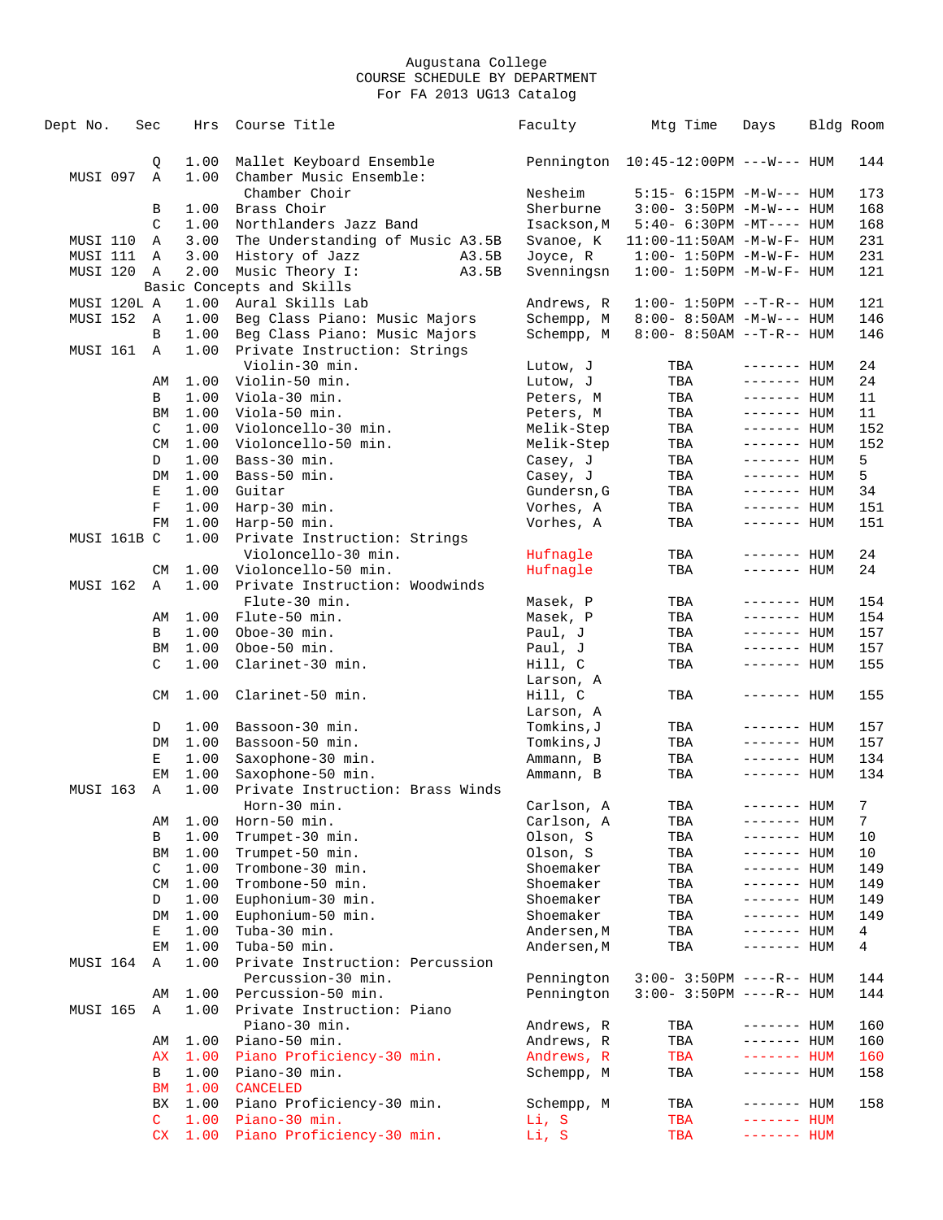Augustana College
COURSE SCHEDULE BY DEPARTMENT
For FA 2013 UG13 Catalog

| Dept No. | Sec | Hrs | Course Title | Faculty | Mtg Time | Days | Bldg | Room |
|---|---|---|---|---|---|---|---|---|
| | Q | 1.00 | Mallet Keyboard Ensemble | Pennington | 10:45-12:00PM | ---W--- | HUM | 144 |
| MUSI 097 | A | 1.00 | Chamber Music Ensemble: Chamber Choir | Nesheim | 5:15- 6:15PM | -M-W--- | HUM | 173 |
| | B | 1.00 | Brass Choir | Sherburne | 3:00- 3:50PM | -M-W--- | HUM | 168 |
| | C | 1.00 | Northlanders Jazz Band | Isackson,M | 5:40- 6:30PM | -MT---- | HUM | 168 |
| MUSI 110 | A | 3.00 | The Understanding of Music A3.5B | Svanoe, K | 11:00-11:50AM | -M-W-F- | HUM | 231 |
| MUSI 111 | A | 3.00 | History of Jazz A3.5B | Joyce, R | 1:00- 1:50PM | -M-W-F- | HUM | 231 |
| MUSI 120 | A | 2.00 | Music Theory I: A3.5B Basic Concepts and Skills | Svenningsn | 1:00- 1:50PM | -M-W-F- | HUM | 121 |
| MUSI 120L | A | 1.00 | Aural Skills Lab | Andrews, R | 1:00- 1:50PM | --T-R-- | HUM | 121 |
| MUSI 152 | A | 1.00 | Beg Class Piano: Music Majors | Schempp, M | 8:00- 8:50AM | -M-W--- | HUM | 146 |
| | B | 1.00 | Beg Class Piano: Music Majors | Schempp, M | 8:00- 8:50AM | --T-R-- | HUM | 146 |
| MUSI 161 | A | 1.00 | Private Instruction: Strings Violin-30 min. | Lutow, J | TBA | ------- | HUM | 24 |
| | AM | 1.00 | Violin-50 min. | Lutow, J | TBA | ------- | HUM | 24 |
| | B | 1.00 | Viola-30 min. | Peters, M | TBA | ------- | HUM | 11 |
| | BM | 1.00 | Viola-50 min. | Peters, M | TBA | ------- | HUM | 11 |
| | C | 1.00 | Violoncello-30 min. | Melik-Step | TBA | ------- | HUM | 152 |
| | CM | 1.00 | Violoncello-50 min. | Melik-Step | TBA | ------- | HUM | 152 |
| | D | 1.00 | Bass-30 min. | Casey, J | TBA | ------- | HUM | 5 |
| | DM | 1.00 | Bass-50 min. | Casey, J | TBA | ------- | HUM | 5 |
| | E | 1.00 | Guitar | Gundersn,G | TBA | ------- | HUM | 34 |
| | F | 1.00 | Harp-30 min. | Vorhes, A | TBA | ------- | HUM | 151 |
| | FM | 1.00 | Harp-50 min. | Vorhes, A | TBA | ------- | HUM | 151 |
| MUSI 161B | C | 1.00 | Private Instruction: Strings Violoncello-30 min. | Hufnagle | TBA | ------- | HUM | 24 |
| | CM | 1.00 | Violoncello-50 min. | Hufnagle | TBA | ------- | HUM | 24 |
| MUSI 162 | A | 1.00 | Private Instruction: Woodwinds Flute-30 min. | Masek, P | TBA | ------- | HUM | 154 |
| | AM | 1.00 | Flute-50 min. | Masek, P | TBA | ------- | HUM | 154 |
| | B | 1.00 | Oboe-30 min. | Paul, J | TBA | ------- | HUM | 157 |
| | BM | 1.00 | Oboe-50 min. | Paul, J | TBA | ------- | HUM | 157 |
| | C | 1.00 | Clarinet-30 min. | Hill, C; Larson, A | TBA | ------- | HUM | 155 |
| | CM | 1.00 | Clarinet-50 min. | Hill, C; Larson, A | TBA | ------- | HUM | 155 |
| | D | 1.00 | Bassoon-30 min. | Tomkins,J | TBA | ------- | HUM | 157 |
| | DM | 1.00 | Bassoon-50 min. | Tomkins,J | TBA | ------- | HUM | 157 |
| | E | 1.00 | Saxophone-30 min. | Ammann, B | TBA | ------- | HUM | 134 |
| | EM | 1.00 | Saxophone-50 min. | Ammann, B | TBA | ------- | HUM | 134 |
| MUSI 163 | A | 1.00 | Private Instruction: Brass Winds Horn-30 min. | Carlson, A | TBA | ------- | HUM | 7 |
| | AM | 1.00 | Horn-50 min. | Carlson, A | TBA | ------- | HUM | 7 |
| | B | 1.00 | Trumpet-30 min. | Olson, S | TBA | ------- | HUM | 10 |
| | BM | 1.00 | Trumpet-50 min. | Olson, S | TBA | ------- | HUM | 10 |
| | C | 1.00 | Trombone-30 min. | Shoemaker | TBA | ------- | HUM | 149 |
| | CM | 1.00 | Trombone-50 min. | Shoemaker | TBA | ------- | HUM | 149 |
| | D | 1.00 | Euphonium-30 min. | Shoemaker | TBA | ------- | HUM | 149 |
| | DM | 1.00 | Euphonium-50 min. | Shoemaker | TBA | ------- | HUM | 149 |
| | E | 1.00 | Tuba-30 min. | Andersen,M | TBA | ------- | HUM | 4 |
| | EM | 1.00 | Tuba-50 min. | Andersen,M | TBA | ------- | HUM | 4 |
| MUSI 164 | A | 1.00 | Private Instruction: Percussion Percussion-30 min. | Pennington | 3:00- 3:50PM | ----R-- | HUM | 144 |
| | AM | 1.00 | Percussion-50 min. | Pennington | 3:00- 3:50PM | ----R-- | HUM | 144 |
| MUSI 165 | A | 1.00 | Private Instruction: Piano Piano-30 min. | Andrews, R | TBA | ------- | HUM | 160 |
| | AM | 1.00 | Piano-50 min. | Andrews, R | TBA | ------- | HUM | 160 |
| | AX | 1.00 | Piano Proficiency-30 min. | Andrews, R | TBA | ------- | HUM | 160 |
| | B | 1.00 | Piano-30 min. | Schempp, M | TBA | ------- | HUM | 158 |
| | BM | 1.00 | CANCELED | | | | | |
| | BX | 1.00 | Piano Proficiency-30 min. | Schempp, M | TBA | ------- | HUM | 158 |
| | C | 1.00 | Piano-30 min. | Li, S | TBA | ------- | HUM | |
| | CX | 1.00 | Piano Proficiency-30 min. | Li, S | TBA | ------- | HUM | |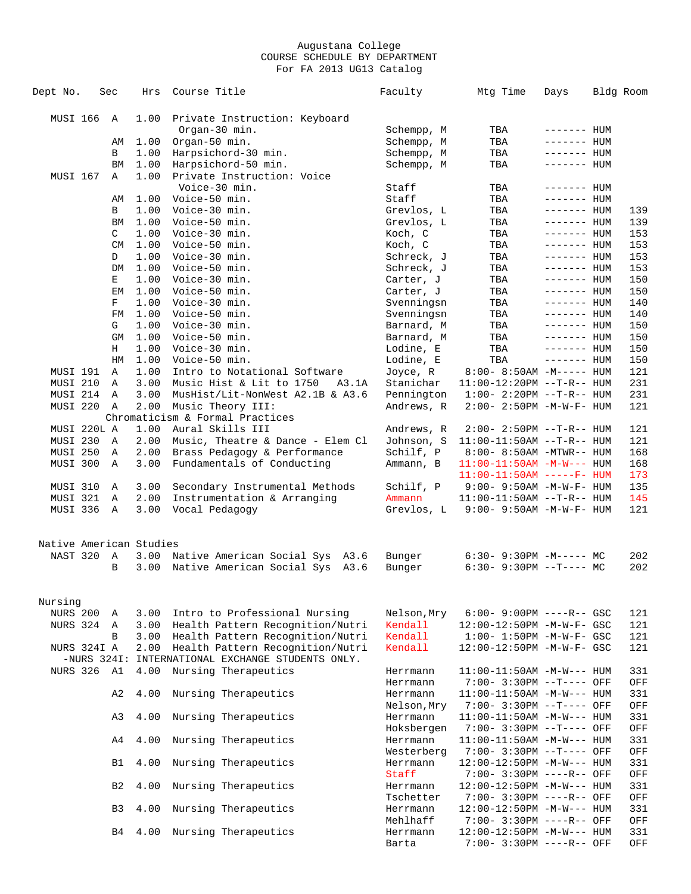# Augustana College
## COURSE SCHEDULE BY DEPARTMENT
### For FA 2013 UG13 Catalog

| Dept No. | Sec | Hrs | Course Title | Faculty | Mtg Time | Days | Bldg | Room |
|---|---|---|---|---|---|---|---|---|
| MUSI 166 | A | 1.00 | Private Instruction: Keyboard | | | | | |
| | | | Organ-30 min. | Schempp, M | TBA | ------- | HUM | |
| | AM | 1.00 | Organ-50 min. | Schempp, M | TBA | ------- | HUM | |
| | B | 1.00 | Harpsichord-30 min. | Schempp, M | TBA | ------- | HUM | |
| | BM | 1.00 | Harpsichord-50 min. | Schempp, M | TBA | ------- | HUM | |
| MUSI 167 | A | 1.00 | Private Instruction: Voice | | | | | |
| | | | Voice-30 min. | Staff | TBA | ------- | HUM | |
| | AM | 1.00 | Voice-50 min. | Staff | TBA | ------- | HUM | |
| | B | 1.00 | Voice-30 min. | Grevlos, L | TBA | ------- | HUM | 139 |
| | BM | 1.00 | Voice-50 min. | Grevlos, L | TBA | ------- | HUM | 139 |
| | C | 1.00 | Voice-30 min. | Koch, C | TBA | ------- | HUM | 153 |
| | CM | 1.00 | Voice-50 min. | Koch, C | TBA | ------- | HUM | 153 |
| | D | 1.00 | Voice-30 min. | Schreck, J | TBA | ------- | HUM | 153 |
| | DM | 1.00 | Voice-50 min. | Schreck, J | TBA | ------- | HUM | 153 |
| | E | 1.00 | Voice-30 min. | Carter, J | TBA | ------- | HUM | 150 |
| | EM | 1.00 | Voice-50 min. | Carter, J | TBA | ------- | HUM | 150 |
| | F | 1.00 | Voice-30 min. | Svenningsn | TBA | ------- | HUM | 140 |
| | FM | 1.00 | Voice-50 min. | Svenningsn | TBA | ------- | HUM | 140 |
| | G | 1.00 | Voice-30 min. | Barnard, M | TBA | ------- | HUM | 150 |
| | GM | 1.00 | Voice-50 min. | Barnard, M | TBA | ------- | HUM | 150 |
| | H | 1.00 | Voice-30 min. | Lodine, E | TBA | ------- | HUM | 150 |
| | HM | 1.00 | Voice-50 min. | Lodine, E | TBA | ------- | HUM | 150 |
| MUSI 191 | A | 1.00 | Intro to Notational Software | Joyce, R | 8:00- 8:50AM | -M----- | HUM | 121 |
| MUSI 210 | A | 3.00 | Music Hist & Lit to 1750 A3.1A | Stanichar | 11:00-12:20PM | --T-R-- | HUM | 231 |
| MUSI 214 | A | 3.00 | MusHist/Lit-NonWest A2.1B & A3.6 | Pennington | 1:00- 2:20PM | --T-R-- | HUM | 231 |
| MUSI 220 | A | 2.00 | Music Theory III: Chromaticism & Formal Practices | Andrews, R | 2:00- 2:50PM | -M-W-F- | HUM | 121 |
| MUSI 220L | A | 1.00 | Aural Skills III | Andrews, R | 2:00- 2:50PM | --T-R-- | HUM | 121 |
| MUSI 230 | A | 2.00 | Music, Theatre & Dance - Elem Cl | Johnson, S | 11:00-11:50AM | --T-R-- | HUM | 121 |
| MUSI 250 | A | 2.00 | Brass Pedagogy & Performance | Schilf, P | 8:00- 8:50AM | -MTWR-- | HUM | 168 |
| MUSI 300 | A | 3.00 | Fundamentals of Conducting | Ammann, B | 11:00-11:50AM | -M-W--- | HUM | 168 |
| | | | | | 11:00-11:50AM | -----F- | HUM | 173 |
| MUSI 310 | A | 3.00 | Secondary Instrumental Methods | Schilf, P | 9:00- 9:50AM | -M-W-F- | HUM | 135 |
| MUSI 321 | A | 2.00 | Instrumentation & Arranging | Ammann | 11:00-11:50AM | --T-R-- | HUM | 145 |
| MUSI 336 | A | 3.00 | Vocal Pedagogy | Grevlos, L | 9:00- 9:50AM | -M-W-F- | HUM | 121 |

## Native American Studies

| Dept No. | Sec | Hrs | Course Title | Faculty | Mtg Time | Days | Bldg | Room |
|---|---|---|---|---|---|---|---|---|
| NAST 320 | A | 3.00 | Native American Social Sys A3.6 | Bunger | 6:30- 9:30PM | -M----- | MC | 202 |
| | B | 3.00 | Native American Social Sys A3.6 | Bunger | 6:30- 9:30PM | --T---- | MC | 202 |

## Nursing

| Dept No. | Sec | Hrs | Course Title | Faculty | Mtg Time | Days | Bldg | Room |
|---|---|---|---|---|---|---|---|---|
| NURS 200 | A | 3.00 | Intro to Professional Nursing | Nelson,Mry | 6:00- 9:00PM | ----R-- | GSC | 121 |
| NURS 324 | A | 3.00 | Health Pattern Recognition/Nutri | Kendall | 12:00-12:50PM | -M-W-F- | GSC | 121 |
| | B | 3.00 | Health Pattern Recognition/Nutri | Kendall | 1:00- 1:50PM | -M-W-F- | GSC | 121 |
| NURS 324I | A | 2.00 | Health Pattern Recognition/Nutri | Kendall | 12:00-12:50PM | -M-W-F- | GSC | 121 |
| | | | -NURS 324I: INTERNATIONAL EXCHANGE STUDENTS ONLY. | | | | | |
| NURS 326 | A1 | 4.00 | Nursing Therapeutics | Herrmann | 11:00-11:50AM | -M-W--- | HUM | 331 |
| | | | | Herrmann | 7:00- 3:30PM | --T---- | OFF | OFF |
| | A2 | 4.00 | Nursing Therapeutics | Herrmann | 11:00-11:50AM | -M-W--- | HUM | 331 |
| | | | | Nelson,Mry | 7:00- 3:30PM | --T---- | OFF | OFF |
| | A3 | 4.00 | Nursing Therapeutics | Herrmann | 11:00-11:50AM | -M-W--- | HUM | 331 |
| | | | | Hoksbergen | 7:00- 3:30PM | --T---- | OFF | OFF |
| | A4 | 4.00 | Nursing Therapeutics | Herrmann | 11:00-11:50AM | -M-W--- | HUM | 331 |
| | | | | Westerberg | 7:00- 3:30PM | --T---- | OFF | OFF |
| | B1 | 4.00 | Nursing Therapeutics | Herrmann | 12:00-12:50PM | -M-W--- | HUM | 331 |
| | | | | Staff | 7:00- 3:30PM | ----R-- | OFF | OFF |
| | B2 | 4.00 | Nursing Therapeutics | Herrmann | 12:00-12:50PM | -M-W--- | HUM | 331 |
| | | | | Tschetter | 7:00- 3:30PM | ----R-- | OFF | OFF |
| | B3 | 4.00 | Nursing Therapeutics | Herrmann | 12:00-12:50PM | -M-W--- | HUM | 331 |
| | | | | Mehlhaff | 7:00- 3:30PM | ----R-- | OFF | OFF |
| | B4 | 4.00 | Nursing Therapeutics | Herrmann | 12:00-12:50PM | -M-W--- | HUM | 331 |
| | | | | Barta | 7:00- 3:30PM | ----R-- | OFF | OFF |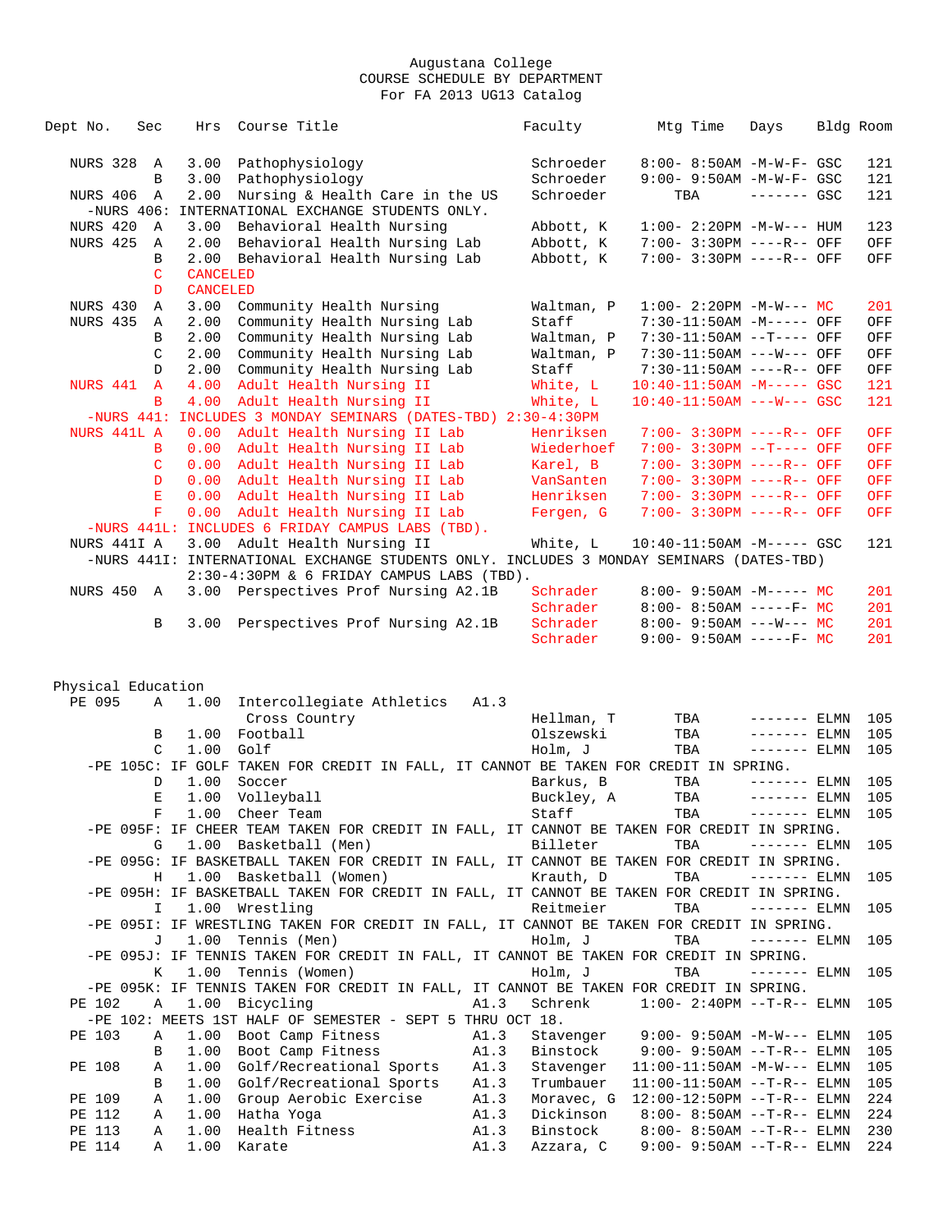Augustana College
COURSE SCHEDULE BY DEPARTMENT
For FA 2013 UG13 Catalog

| Dept No. | Sec | Hrs | Course Title | | Faculty | Mtg Time | Days | Bldg | Room |
|---|---|---|---|---|---|---|---|---|---|
| NURS 328 | A | 3.00 | Pathophysiology | | Schroeder | 8:00- 8:50AM | -M-W-F- | GSC | 121 |
| | B | 3.00 | Pathophysiology | | Schroeder | 9:00- 9:50AM | -M-W-F- | GSC | 121 |
| NURS 406 | A | 2.00 | Nursing & Health Care in the US | | Schroeder | TBA | ------- | GSC | 121 |
| -NURS 406: INTERNATIONAL EXCHANGE STUDENTS ONLY. | | | | | | | | | |
| NURS 420 | A | 3.00 | Behavioral Health Nursing | | Abbott, K | 1:00- 2:20PM | -M-W--- | HUM | 123 |
| NURS 425 | A | 2.00 | Behavioral Health Nursing Lab | | Abbott, K | 7:00- 3:30PM | ----R-- | OFF | OFF |
| | B | 2.00 | Behavioral Health Nursing Lab | | Abbott, K | 7:00- 3:30PM | ----R-- | OFF | OFF |
| | C | CANCELED | | | | | | | |
| | D | CANCELED | | | | | | | |
| NURS 430 | A | 3.00 | Community Health Nursing | | Waltman, P | 1:00- 2:20PM | -M-W--- | MC | 201 |
| NURS 435 | A | 2.00 | Community Health Nursing Lab | | Staff | 7:30-11:50AM | -M----- | OFF | OFF |
| | B | 2.00 | Community Health Nursing Lab | | Waltman, P | 7:30-11:50AM | --T---- | OFF | OFF |
| | C | 2.00 | Community Health Nursing Lab | | Waltman, P | 7:30-11:50AM | ---W--- | OFF | OFF |
| | D | 2.00 | Community Health Nursing Lab | | Staff | 7:30-11:50AM | ----R-- | OFF | OFF |
| NURS 441 | A | 4.00 | Adult Health Nursing II | | White, L | 10:40-11:50AM | -M----- | GSC | 121 |
| | B | 4.00 | Adult Health Nursing II | | White, L | 10:40-11:50AM | ---W--- | GSC | 121 |
| -NURS 441: INCLUDES 3 MONDAY SEMINARS (DATES-TBD) 2:30-4:30PM | | | | | | | | | |
| NURS 441L | A | 0.00 | Adult Health Nursing II Lab | | Henriksen | 7:00- 3:30PM | ----R-- | OFF | OFF |
| | B | 0.00 | Adult Health Nursing II Lab | | Wiederhoef | 7:00- 3:30PM | --T---- | OFF | OFF |
| | C | 0.00 | Adult Health Nursing II Lab | | Karel, B | 7:00- 3:30PM | ----R-- | OFF | OFF |
| | D | 0.00 | Adult Health Nursing II Lab | | VanSanten | 7:00- 3:30PM | ----R-- | OFF | OFF |
| | E | 0.00 | Adult Health Nursing II Lab | | Henriksen | 7:00- 3:30PM | ----R-- | OFF | OFF |
| | F | 0.00 | Adult Health Nursing II Lab | | Fergen, G | 7:00- 3:30PM | ----R-- | OFF | OFF |
| -NURS 441L: INCLUDES 6 FRIDAY CAMPUS LABS (TBD). | | | | | | | | | |
| NURS 441I | A | 3.00 | Adult Health Nursing II | | White, L | 10:40-11:50AM | -M----- | GSC | 121 |
| -NURS 441I: INTERNATIONAL EXCHANGE STUDENTS ONLY. INCLUDES 3 MONDAY SEMINARS (DATES-TBD) 2:30-4:30PM & 6 FRIDAY CAMPUS LABS (TBD). | | | | | | | | | |
| NURS 450 | A | 3.00 | Perspectives Prof Nursing A2.1B | | Schrader | 8:00- 9:50AM | -M----- | MC | 201 |
| | | | | | Schrader | 8:00- 8:50AM | -----F- | MC | 201 |
| | B | 3.00 | Perspectives Prof Nursing A2.1B | | Schrader | 8:00- 9:50AM | ---W--- | MC | 201 |
| | | | | | Schrader | 9:00- 9:50AM | -----F- | MC | 201 |

## Physical Education

| Dept No. | Sec | Hrs | Course Title | | Faculty | Mtg Time | Days | Bldg | Room |
|---|---|---|---|---|---|---|---|---|---|
| PE 095 | A | 1.00 | Intercollegiate Athletics | A1.3 | | | | | |
| | | | Cross Country | | Hellman, T | TBA | ------- | ELMN | 105 |
| | B | 1.00 | Football | | Olszewski | TBA | ------- | ELMN | 105 |
| | C | 1.00 | Golf | | Holm, J | TBA | ------- | ELMN | 105 |
| -PE 105C: IF GOLF TAKEN FOR CREDIT IN FALL, IT CANNOT BE TAKEN FOR CREDIT IN SPRING. | | | | | | | | | |
| | D | 1.00 | Soccer | | Barkus, B | TBA | ------- | ELMN | 105 |
| | E | 1.00 | Volleyball | | Buckley, A | TBA | ------- | ELMN | 105 |
| | F | 1.00 | Cheer Team | | Staff | TBA | ------- | ELMN | 105 |
| -PE 095F: IF CHEER TEAM TAKEN FOR CREDIT IN FALL, IT CANNOT BE TAKEN FOR CREDIT IN SPRING. | | | | | | | | | |
| | G | 1.00 | Basketball (Men) | | Billeter | TBA | ------- | ELMN | 105 |
| -PE 095G: IF BASKETBALL TAKEN FOR CREDIT IN FALL, IT CANNOT BE TAKEN FOR CREDIT IN SPRING. | | | | | | | | | |
| | H | 1.00 | Basketball (Women) | | Krauth, D | TBA | ------- | ELMN | 105 |
| -PE 095H: IF BASKETBALL TAKEN FOR CREDIT IN FALL, IT CANNOT BE TAKEN FOR CREDIT IN SPRING. | | | | | | | | | |
| | I | 1.00 | Wrestling | | Reitmeier | TBA | ------- | ELMN | 105 |
| -PE 095I: IF WRESTLING TAKEN FOR CREDIT IN FALL, IT CANNOT BE TAKEN FOR CREDIT IN SPRING. | | | | | | | | | |
| | J | 1.00 | Tennis (Men) | | Holm, J | TBA | ------- | ELMN | 105 |
| -PE 095J: IF TENNIS TAKEN FOR CREDIT IN FALL, IT CANNOT BE TAKEN FOR CREDIT IN SPRING. | | | | | | | | | |
| | K | 1.00 | Tennis (Women) | | Holm, J | TBA | ------- | ELMN | 105 |
| -PE 095K: IF TENNIS TAKEN FOR CREDIT IN FALL, IT CANNOT BE TAKEN FOR CREDIT IN SPRING. | | | | | | | | | |
| PE 102 | A | 1.00 | Bicycling | A1.3 | Schrenk | 1:00- 2:40PM | --T-R-- | ELMN | 105 |
| -PE 102: MEETS 1ST HALF OF SEMESTER - SEPT 5 THRU OCT 18. | | | | | | | | | |
| PE 103 | A | 1.00 | Boot Camp Fitness | A1.3 | Stavenger | 9:00- 9:50AM | -M-W--- | ELMN | 105 |
| | B | 1.00 | Boot Camp Fitness | A1.3 | Binstock | 9:00- 9:50AM | --T-R-- | ELMN | 105 |
| PE 108 | A | 1.00 | Golf/Recreational Sports | A1.3 | Stavenger | 11:00-11:50AM | -M-W--- | ELMN | 105 |
| | B | 1.00 | Golf/Recreational Sports | A1.3 | Trumbauer | 11:00-11:50AM | --T-R-- | ELMN | 105 |
| PE 109 | A | 1.00 | Group Aerobic Exercise | A1.3 | Moravec, G | 12:00-12:50PM | --T-R-- | ELMN | 224 |
| PE 112 | A | 1.00 | Hatha Yoga | A1.3 | Dickinson | 8:00- 8:50AM | --T-R-- | ELMN | 224 |
| PE 113 | A | 1.00 | Health Fitness | A1.3 | Binstock | 8:00- 8:50AM | --T-R-- | ELMN | 230 |
| PE 114 | A | 1.00 | Karate | A1.3 | Azzara, C | 9:00- 9:50AM | --T-R-- | ELMN | 224 |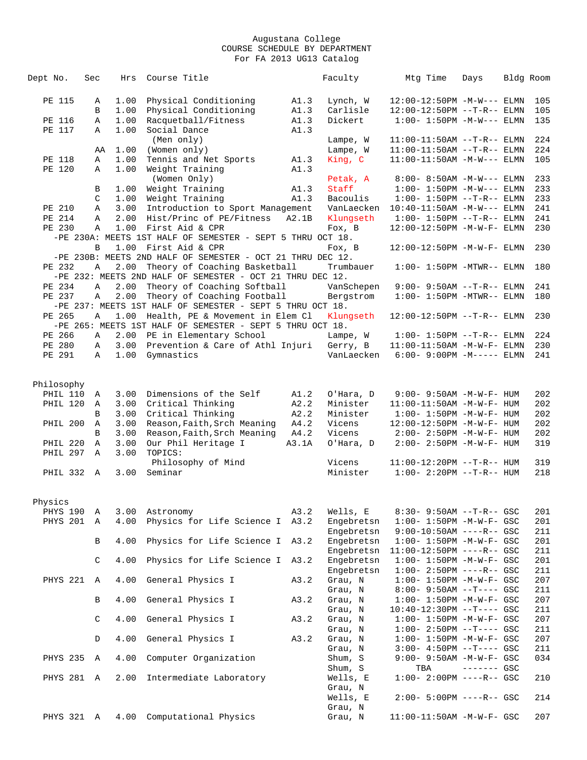Augustana College
COURSE SCHEDULE BY DEPARTMENT
For FA 2013 UG13 Catalog

| Dept No. | Sec | Hrs | Course Title | | Faculty | Mtg Time | Days | Bldg | Room |
|---|---|---|---|---|---|---|---|---|---|
| PE 115 | A | 1.00 | Physical Conditioning | A1.3 | Lynch, W | 12:00-12:50PM | -M-W--- | ELMN | 105 |
| | B | 1.00 | Physical Conditioning | A1.3 | Carlisle | 12:00-12:50PM | --T-R-- | ELMN | 105 |
| PE 116 | A | 1.00 | Racquetball/Fitness | A1.3 | Dickert | 1:00- 1:50PM | -M-W--- | ELMN | 135 |
| PE 117 | A | 1.00 | Social Dance | A1.3 | | | | | |
| | | | (Men only) | | Lampe, W | 11:00-11:50AM | --T-R-- | ELMN | 224 |
| | AA | 1.00 | (Women only) | | Lampe, W | 11:00-11:50AM | --T-R-- | ELMN | 224 |
| PE 118 | A | 1.00 | Tennis and Net Sports | A1.3 | King, C | 11:00-11:50AM | -M-W--- | ELMN | 105 |
| PE 120 | A | 1.00 | Weight Training | A1.3 | | | | | |
| | | | (Women Only) | | Petak, A | 8:00- 8:50AM | -M-W--- | ELMN | 233 |
| | B | 1.00 | Weight Training | A1.3 | Staff | 1:00- 1:50PM | -M-W--- | ELMN | 233 |
| | C | 1.00 | Weight Training | A1.3 | Bacoulis | 1:00- 1:50PM | --T-R-- | ELMN | 233 |
| PE 210 | A | 3.00 | Introduction to Sport Management | | VanLaecken | 10:40-11:50AM | -M-W--- | ELMN | 241 |
| PE 214 | A | 2.00 | Hist/Princ of PE/Fitness | A2.1B | Klungseth | 1:00- 1:50PM | --T-R-- | ELMN | 241 |
| PE 230 | A | 1.00 | First Aid & CPR | | Fox, B | 12:00-12:50PM | -M-W-F- | ELMN | 230 |
| -PE 230A: MEETS 1ST HALF OF SEMESTER - SEPT 5 THRU OCT 18. | | | | | | | | | |
| | B | 1.00 | First Aid & CPR | | Fox, B | 12:00-12:50PM | -M-W-F- | ELMN | 230 |
| -PE 230B: MEETS 2ND HALF OF SEMESTER - OCT 21 THRU DEC 12. | | | | | | | | | |
| PE 232 | A | 2.00 | Theory of Coaching Basketball | | Trumbauer | 1:00- 1:50PM | -MTWR-- | ELMN | 180 |
| -PE 232: MEETS 2ND HALF OF SEMESTER - OCT 21 THRU DEC 12. | | | | | | | | | |
| PE 234 | A | 2.00 | Theory of Coaching Softball | | VanSchepen | 9:00- 9:50AM | --T-R-- | ELMN | 241 |
| PE 237 | A | 2.00 | Theory of Coaching Football | | Bergstrom | 1:00- 1:50PM | -MTWR-- | ELMN | 180 |
| -PE 237: MEETS 1ST HALF OF SEMESTER - SEPT 5 THRU OCT 18. | | | | | | | | | |
| PE 265 | A | 1.00 | Health, PE & Movement in Elem Cl | | Klungseth | 12:00-12:50PM | --T-R-- | ELMN | 230 |
| -PE 265: MEETS 1ST HALF OF SEMESTER - SEPT 5 THRU OCT 18. | | | | | | | | | |
| PE 266 | A | 2.00 | PE in Elementary School | | Lampe, W | 1:00- 1:50PM | --T-R-- | ELMN | 224 |
| PE 280 | A | 3.00 | Prevention & Care of Athl Injuri | | Gerry, B | 11:00-11:50AM | -M-W-F- | ELMN | 230 |
| PE 291 | A | 1.00 | Gymnastics | | VanLaecken | 6:00- 9:00PM | -M----- | ELMN | 241 |

## Philosophy

| Dept No. | Sec | Hrs | Course Title | | Faculty | Mtg Time | Days | Bldg | Room |
|---|---|---|---|---|---|---|---|---|---|
| PHIL 110 | A | 3.00 | Dimensions of the Self | A1.2 | O'Hara, D | 9:00- 9:50AM | -M-W-F- | HUM | 202 |
| PHIL 120 | A | 3.00 | Critical Thinking | A2.2 | Minister | 11:00-11:50AM | -M-W-F- | HUM | 202 |
| | B | 3.00 | Critical Thinking | A2.2 | Minister | 1:00- 1:50PM | -M-W-F- | HUM | 202 |
| PHIL 200 | A | 3.00 | Reason,Faith,Srch Meaning | A4.2 | Vicens | 12:00-12:50PM | -M-W-F- | HUM | 202 |
| | B | 3.00 | Reason,Faith,Srch Meaning | A4.2 | Vicens | 2:00- 2:50PM | -M-W-F- | HUM | 202 |
| PHIL 220 | A | 3.00 | Our Phil Heritage I | A3.1A | O'Hara, D | 2:00- 2:50PM | -M-W-F- | HUM | 319 |
| PHIL 297 | A | 3.00 | TOPICS: | | | | | | |
| | | | Philosophy of Mind | | Vicens | 11:00-12:20PM | --T-R-- | HUM | 319 |
| PHIL 332 | A | 3.00 | Seminar | | Minister | 1:00- 2:20PM | --T-R-- | HUM | 218 |

## Physics

| Dept No. | Sec | Hrs | Course Title | | Faculty | Mtg Time | Days | Bldg | Room |
|---|---|---|---|---|---|---|---|---|---|
| PHYS 190 | A | 3.00 | Astronomy | A3.2 | Wells, E | 8:30- 9:50AM | --T-R-- | GSC | 201 |
| PHYS 201 | A | 4.00 | Physics for Life Science I | A3.2 | Engebretsn | 1:00- 1:50PM | -M-W-F- | GSC | 201 |
| | | | | | Engebretsn | 9:00-10:50AM | ----R-- | GSC | 211 |
| | B | 4.00 | Physics for Life Science I | A3.2 | Engebretsn | 1:00- 1:50PM | -M-W-F- | GSC | 201 |
| | | | | | Engebretsn | 11:00-12:50PM | ----R-- | GSC | 211 |
| | C | 4.00 | Physics for Life Science I | A3.2 | Engebretsn | 1:00- 1:50PM | -M-W-F- | GSC | 201 |
| | | | | | Engebretsn | 1:00- 2:50PM | ----R-- | GSC | 211 |
| PHYS 221 | A | 4.00 | General Physics I | A3.2 | Grau, N | 1:00- 1:50PM | -M-W-F- | GSC | 207 |
| | | | | | Grau, N | 8:00- 9:50AM | --T---- | GSC | 211 |
| | B | 4.00 | General Physics I | A3.2 | Grau, N | 1:00- 1:50PM | -M-W-F- | GSC | 207 |
| | | | | | Grau, N | 10:40-12:30PM | --T---- | GSC | 211 |
| | C | 4.00 | General Physics I | A3.2 | Grau, N | 1:00- 1:50PM | -M-W-F- | GSC | 207 |
| | | | | | Grau, N | 1:00- 2:50PM | --T---- | GSC | 211 |
| | D | 4.00 | General Physics I | A3.2 | Grau, N | 1:00- 1:50PM | -M-W-F- | GSC | 207 |
| | | | | | Grau, N | 3:00- 4:50PM | --T---- | GSC | 211 |
| PHYS 235 | A | 4.00 | Computer Organization | | Shum, S | 9:00- 9:50AM | -M-W-F- | GSC | 034 |
| | | | | | Shum, S | TBA | ------- | GSC | |
| PHYS 281 | A | 2.00 | Intermediate Laboratory | | Wells, E | 1:00- 2:00PM | ----R-- | GSC | 210 |
| | | | | | Grau, N | | | | |
| | | | | | Wells, E | 2:00- 5:00PM | ----R-- | GSC | 214 |
| | | | | | Grau, N | | | | |
| PHYS 321 | A | 4.00 | Computational Physics | | Grau, N | 11:00-11:50AM | -M-W-F- | GSC | 207 |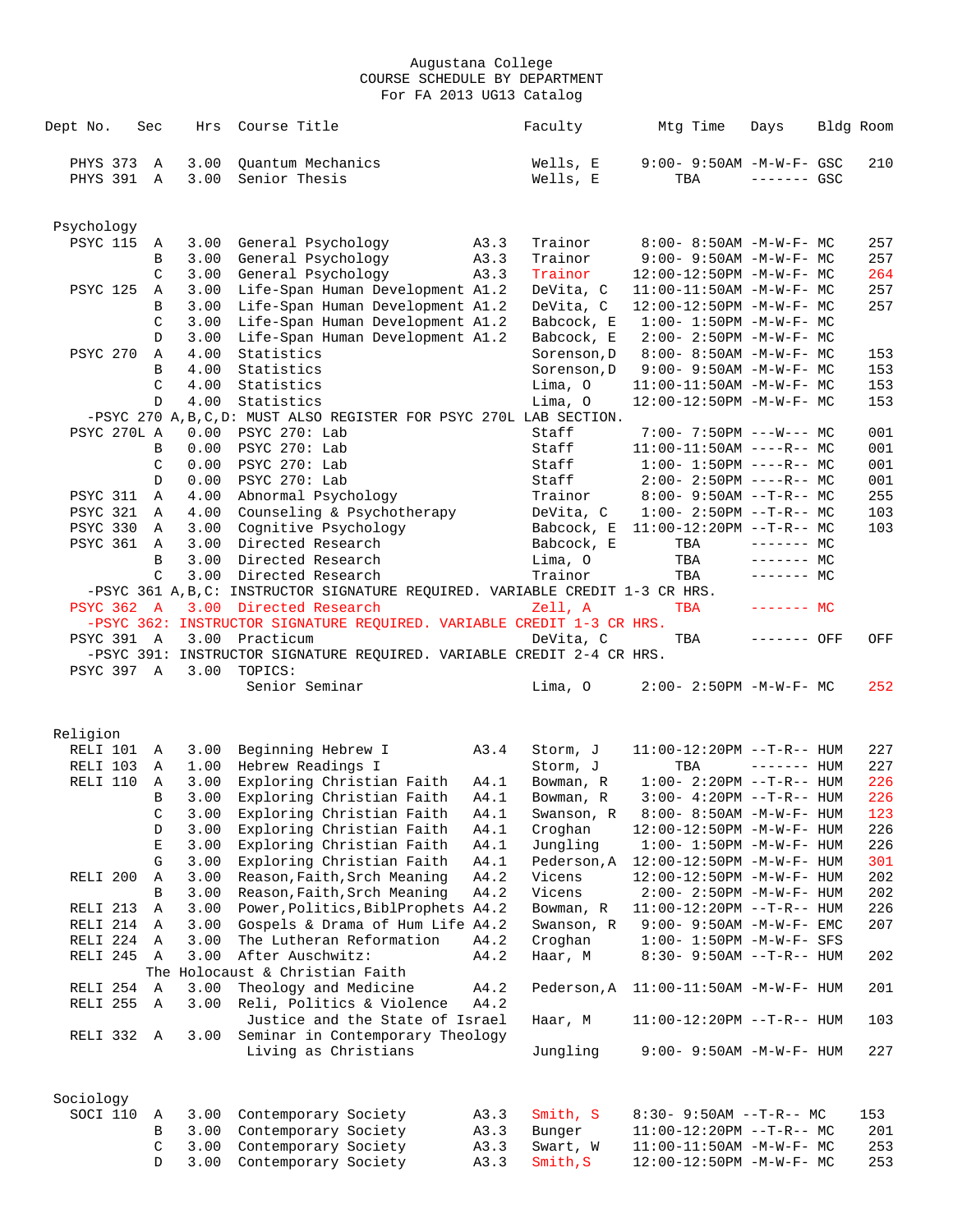Augustana College
COURSE SCHEDULE BY DEPARTMENT
For FA 2013 UG13 Catalog

| Dept | No. | Sec | Hrs | Course Title | | Faculty | Mtg Time | Days | Bldg | Room |
|---|---|---|---|---|---|---|---|---|---|---|
| PHYS | 373 | A | 3.00 | Quantum Mechanics | | Wells, E | 9:00- 9:50AM | -M-W-F- | GSC | 210 |
| PHYS | 391 | A | 3.00 | Senior Thesis | | Wells, E | TBA | ------- | GSC | |

## Psychology

| Dept | No. | Sec | Hrs | Course Title | | Faculty | Mtg Time | Days | Bldg | Room |
|---|---|---|---|---|---|---|---|---|---|---|
| PSYC | 115 | A | 3.00 | General Psychology | A3.3 | Trainor | 8:00- 8:50AM | -M-W-F- | MC | 257 |
| | | B | 3.00 | General Psychology | A3.3 | Trainor | 9:00- 9:50AM | -M-W-F- | MC | 257 |
| | | C | 3.00 | General Psychology | A3.3 | Trainor | 12:00-12:50PM | -M-W-F- | MC | 264 |
| PSYC | 125 | A | 3.00 | Life-Span Human Development | A1.2 | DeVita, C | 11:00-11:50AM | -M-W-F- | MC | 257 |
| | | B | 3.00 | Life-Span Human Development | A1.2 | DeVita, C | 12:00-12:50PM | -M-W-F- | MC | 257 |
| | | C | 3.00 | Life-Span Human Development | A1.2 | Babcock, E | 1:00- 1:50PM | -M-W-F- | MC | |
| | | D | 3.00 | Life-Span Human Development | A1.2 | Babcock, E | 2:00- 2:50PM | -M-W-F- | MC | |
| PSYC | 270 | A | 4.00 | Statistics | | Sorenson,D | 8:00- 8:50AM | -M-W-F- | MC | 153 |
| | | B | 4.00 | Statistics | | Sorenson,D | 9:00- 9:50AM | -M-W-F- | MC | 153 |
| | | C | 4.00 | Statistics | | Lima, O | 11:00-11:50AM | -M-W-F- | MC | 153 |
| | | D | 4.00 | Statistics | | Lima, O | 12:00-12:50PM | -M-W-F- | MC | 153 |
| -PSYC 270 A,B,C,D: MUST ALSO REGISTER FOR PSYC 270L LAB SECTION. | | | | | | | | | | |
| PSYC | 270L | A | 0.00 | PSYC 270: Lab | | Staff | 7:00- 7:50PM | ---W--- | MC | 001 |
| | | B | 0.00 | PSYC 270: Lab | | Staff | 11:00-11:50AM | ----R-- | MC | 001 |
| | | C | 0.00 | PSYC 270: Lab | | Staff | 1:00- 1:50PM | ----R-- | MC | 001 |
| | | D | 0.00 | PSYC 270: Lab | | Staff | 2:00- 2:50PM | ----R-- | MC | 001 |
| PSYC | 311 | A | 4.00 | Abnormal Psychology | | Trainor | 8:00- 9:50AM | --T-R-- | MC | 255 |
| PSYC | 321 | A | 4.00 | Counseling & Psychotherapy | | DeVita, C | 1:00- 2:50PM | --T-R-- | MC | 103 |
| PSYC | 330 | A | 3.00 | Cognitive Psychology | | Babcock, E | 11:00-12:20PM | --T-R-- | MC | 103 |
| PSYC | 361 | A | 3.00 | Directed Research | | Babcock, E | TBA | ------- | MC | |
| | | B | 3.00 | Directed Research | | Lima, O | TBA | ------- | MC | |
| | | C | 3.00 | Directed Research | | Trainor | TBA | ------- | MC | |
| -PSYC 361 A,B,C: INSTRUCTOR SIGNATURE REQUIRED. VARIABLE CREDIT 1-3 CR HRS. | | | | | | | | | | |
| PSYC | 362 | A | 3.00 | Directed Research | | Zell, A | TBA | ------- | MC | |
| -PSYC 362: INSTRUCTOR SIGNATURE REQUIRED. VARIABLE CREDIT 1-3 CR HRS. | | | | | | | | | | |
| PSYC | 391 | A | 3.00 | Practicum | | DeVita, C | TBA | ------- | OFF | OFF |
| -PSYC 391: INSTRUCTOR SIGNATURE REQUIRED. VARIABLE CREDIT 2-4 CR HRS. | | | | | | | | | | |
| PSYC | 397 | A | 3.00 | TOPICS: Senior Seminar | | Lima, O | 2:00- 2:50PM | -M-W-F- | MC | 252 |

## Religion

| Dept | No. | Sec | Hrs | Course Title | | Faculty | Mtg Time | Days | Bldg | Room |
|---|---|---|---|---|---|---|---|---|---|---|
| RELI | 101 | A | 3.00 | Beginning Hebrew I | A3.4 | Storm, J | 11:00-12:20PM | --T-R-- | HUM | 227 |
| RELI | 103 | A | 1.00 | Hebrew Readings I | | Storm, J | TBA | ------- | HUM | 227 |
| RELI | 110 | A | 3.00 | Exploring Christian Faith | A4.1 | Bowman, R | 1:00- 2:20PM | --T-R-- | HUM | 226 |
| | | B | 3.00 | Exploring Christian Faith | A4.1 | Bowman, R | 3:00- 4:20PM | --T-R-- | HUM | 226 |
| | | C | 3.00 | Exploring Christian Faith | A4.1 | Swanson, R | 8:00- 8:50AM | -M-W-F- | HUM | 123 |
| | | D | 3.00 | Exploring Christian Faith | A4.1 | Croghan | 12:00-12:50PM | -M-W-F- | HUM | 226 |
| | | E | 3.00 | Exploring Christian Faith | A4.1 | Jungling | 1:00- 1:50PM | -M-W-F- | HUM | 226 |
| | | G | 3.00 | Exploring Christian Faith | A4.1 | Pederson,A | 12:00-12:50PM | -M-W-F- | HUM | 301 |
| RELI | 200 | A | 3.00 | Reason,Faith,Srch Meaning | A4.2 | Vicens | 12:00-12:50PM | -M-W-F- | HUM | 202 |
| | | B | 3.00 | Reason,Faith,Srch Meaning | A4.2 | Vicens | 2:00- 2:50PM | -M-W-F- | HUM | 202 |
| RELI | 213 | A | 3.00 | Power,Politics,BiblProphets | A4.2 | Bowman, R | 11:00-12:20PM | --T-R-- | HUM | 226 |
| RELI | 214 | A | 3.00 | Gospels & Drama of Hum Life | A4.2 | Swanson, R | 9:00- 9:50AM | -M-W-F- | EMC | 207 |
| RELI | 224 | A | 3.00 | The Lutheran Reformation | A4.2 | Croghan | 1:00- 1:50PM | -M-W-F- | SFS | |
| RELI | 245 | A | 3.00 | After Auschwitz: The Holocaust & Christian Faith | A4.2 | Haar, M | 8:30- 9:50AM | --T-R-- | HUM | 202 |
| RELI | 254 | A | 3.00 | Theology and Medicine | A4.2 | Pederson,A | 11:00-11:50AM | -M-W-F- | HUM | 201 |
| RELI | 255 | A | 3.00 | Reli, Politics & Violence: Justice and the State of Israel | A4.2 | Haar, M | 11:00-12:20PM | --T-R-- | HUM | 103 |
| RELI | 332 | A | 3.00 | Seminar in Contemporary Theology: Living as Christians | | Jungling | 9:00- 9:50AM | -M-W-F- | HUM | 227 |

## Sociology

| Dept | No. | Sec | Hrs | Course Title | | Faculty | Mtg Time | Days | Bldg | Room |
|---|---|---|---|---|---|---|---|---|---|---|
| SOCI | 110 | A | 3.00 | Contemporary Society | A3.3 | Smith, S | 8:30- 9:50AM | --T-R-- | MC | 153 |
| | | B | 3.00 | Contemporary Society | A3.3 | Bunger | 11:00-12:20PM | --T-R-- | MC | 201 |
| | | C | 3.00 | Contemporary Society | A3.3 | Swart, W | 11:00-11:50AM | -M-W-F- | MC | 253 |
| | | D | 3.00 | Contemporary Society | A3.3 | Smith,S | 12:00-12:50PM | -M-W-F- | MC | 253 |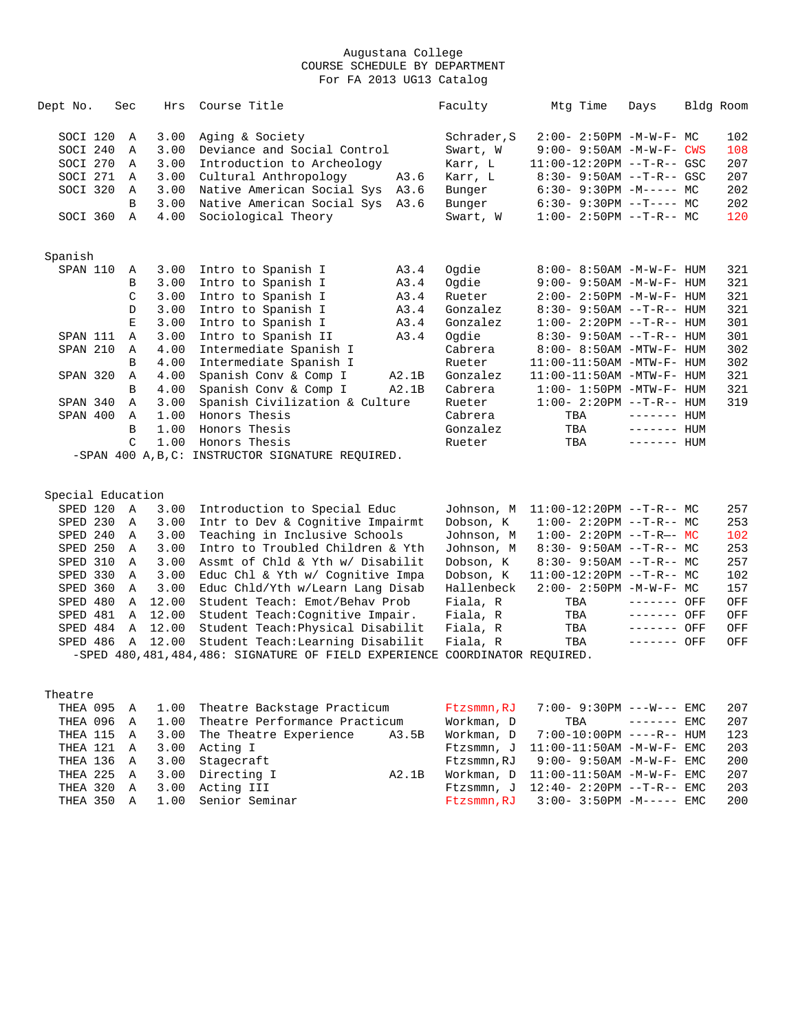Augustana College
COURSE SCHEDULE BY DEPARTMENT
For FA 2013 UG13 Catalog

| Dept | No. | Sec | Hrs | Course Title | | Faculty | Mtg Time | Days | Bldg | Room |
|---|---|---|---|---|---|---|---|---|---|---|
| SOCI | 120 | A | 3.00 | Aging & Society | | Schrader,S | 2:00- 2:50PM | -M-W-F- | MC | 102 |
| SOCI | 240 | A | 3.00 | Deviance and Social Control | | Swart, W | 9:00- 9:50AM | -M-W-F- | CWS | 108 |
| SOCI | 270 | A | 3.00 | Introduction to Archeology | | Karr, L | 11:00-12:20PM | --T-R-- | GSC | 207 |
| SOCI | 271 | A | 3.00 | Cultural Anthropology | A3.6 | Karr, L | 8:30- 9:50AM | --T-R-- | GSC | 207 |
| SOCI | 320 | A | 3.00 | Native American Social Sys | A3.6 | Bunger | 6:30- 9:30PM | -M----- | MC | 202 |
| | | B | 3.00 | Native American Social Sys | A3.6 | Bunger | 6:30- 9:30PM | --T---- | MC | 202 |
| SOCI | 360 | A | 4.00 | Sociological Theory | | Swart, W | 1:00- 2:50PM | --T-R-- | MC | 120 |

## Spanish

| Dept | No. | Sec | Hrs | Course Title | | Faculty | Mtg Time | Days | Bldg | Room |
|---|---|---|---|---|---|---|---|---|---|---|
| SPAN | 110 | A | 3.00 | Intro to Spanish I | A3.4 | Ogdie | 8:00- 8:50AM | -M-W-F- | HUM | 321 |
| | | B | 3.00 | Intro to Spanish I | A3.4 | Ogdie | 9:00- 9:50AM | -M-W-F- | HUM | 321 |
| | | C | 3.00 | Intro to Spanish I | A3.4 | Rueter | 2:00- 2:50PM | -M-W-F- | HUM | 321 |
| | | D | 3.00 | Intro to Spanish I | A3.4 | Gonzalez | 8:30- 9:50AM | --T-R-- | HUM | 321 |
| | | E | 3.00 | Intro to Spanish I | A3.4 | Gonzalez | 1:00- 2:20PM | --T-R-- | HUM | 301 |
| SPAN | 111 | A | 3.00 | Intro to Spanish II | A3.4 | Ogdie | 8:30- 9:50AM | --T-R-- | HUM | 301 |
| SPAN | 210 | A | 4.00 | Intermediate Spanish I | | Cabrera | 8:00- 8:50AM | -MTW-F- | HUM | 302 |
| | | B | 4.00 | Intermediate Spanish I | | Rueter | 11:00-11:50AM | -MTW-F- | HUM | 302 |
| SPAN | 320 | A | 4.00 | Spanish Conv & Comp I | A2.1B | Gonzalez | 11:00-11:50AM | -MTW-F- | HUM | 321 |
| | | B | 4.00 | Spanish Conv & Comp I | A2.1B | Cabrera | 1:00- 1:50PM | -MTW-F- | HUM | 321 |
| SPAN | 340 | A | 3.00 | Spanish Civilization & Culture | | Rueter | 1:00- 2:20PM | --T-R-- | HUM | 319 |
| SPAN | 400 | A | 1.00 | Honors Thesis | | Cabrera | TBA | ------- | HUM | |
| | | B | 1.00 | Honors Thesis | | Gonzalez | TBA | ------- | HUM | |
| | | C | 1.00 | Honors Thesis | | Rueter | TBA | ------- | HUM | |

-SPAN 400 A,B,C: INSTRUCTOR SIGNATURE REQUIRED.

## Special Education

| Dept | No. | Sec | Hrs | Course Title | | Faculty | Mtg Time | Days | Bldg | Room |
|---|---|---|---|---|---|---|---|---|---|---|
| SPED | 120 | A | 3.00 | Introduction to Special Educ | | Johnson, M | 11:00-12:20PM | --T-R-- | MC | 257 |
| SPED | 230 | A | 3.00 | Intr to Dev & Cognitive Impairmt | | Dobson, K | 1:00- 2:20PM | --T-R-- | MC | 253 |
| SPED | 240 | A | 3.00 | Teaching in Inclusive Schools | | Johnson, M | 1:00- 2:20PM | --T-R-- | MC | 102 |
| SPED | 250 | A | 3.00 | Intro to Troubled Children & Yth | | Johnson, M | 8:30- 9:50AM | --T-R-- | MC | 253 |
| SPED | 310 | A | 3.00 | Assmt of Chld & Yth w/ Disabilit | | Dobson, K | 8:30- 9:50AM | --T-R-- | MC | 257 |
| SPED | 330 | A | 3.00 | Educ Chl & Yth w/ Cognitive Impa | | Dobson, K | 11:00-12:20PM | --T-R-- | MC | 102 |
| SPED | 360 | A | 3.00 | Educ Chld/Yth w/Learn Lang Disab | | Hallenbeck | 2:00- 2:50PM | -M-W-F- | MC | 157 |
| SPED | 480 | A | 12.00 | Student Teach: Emot/Behav Prob | | Fiala, R | TBA | ------- | OFF | OFF |
| SPED | 481 | A | 12.00 | Student Teach:Cognitive Impair. | | Fiala, R | TBA | ------- | OFF | OFF |
| SPED | 484 | A | 12.00 | Student Teach:Physical Disabilit | | Fiala, R | TBA | ------- | OFF | OFF |
| SPED | 486 | A | 12.00 | Student Teach:Learning Disabilit | | Fiala, R | TBA | ------- | OFF | OFF |

-SPED 480,481,484,486: SIGNATURE OF FIELD EXPERIENCE COORDINATOR REQUIRED.

## Theatre

| Dept | No. | Sec | Hrs | Course Title | | Faculty | Mtg Time | Days | Bldg | Room |
|---|---|---|---|---|---|---|---|---|---|---|
| THEA | 095 | A | 1.00 | Theatre Backstage Practicum | | Ftzsmmn,RJ | 7:00- 9:30PM | ---W--- | EMC | 207 |
| THEA | 096 | A | 1.00 | Theatre Performance Practicum | | Workman, D | TBA | ------- | EMC | 207 |
| THEA | 115 | A | 3.00 | The Theatre Experience | A3.5B | Workman, D | 7:00-10:00PM | ----R-- | HUM | 123 |
| THEA | 121 | A | 3.00 | Acting I | | Ftzsmmn, J | 11:00-11:50AM | -M-W-F- | EMC | 203 |
| THEA | 136 | A | 3.00 | Stagecraft | | Ftzsmmn,RJ | 9:00- 9:50AM | -M-W-F- | EMC | 200 |
| THEA | 225 | A | 3.00 | Directing I | A2.1B | Workman, D | 11:00-11:50AM | -M-W-F- | EMC | 207 |
| THEA | 320 | A | 3.00 | Acting III | | Ftzsmmn, J | 12:40- 2:20PM | --T-R-- | EMC | 203 |
| THEA | 350 | A | 1.00 | Senior Seminar | | Ftzsmmn,RJ | 3:00- 3:50PM | -M----- | EMC | 200 |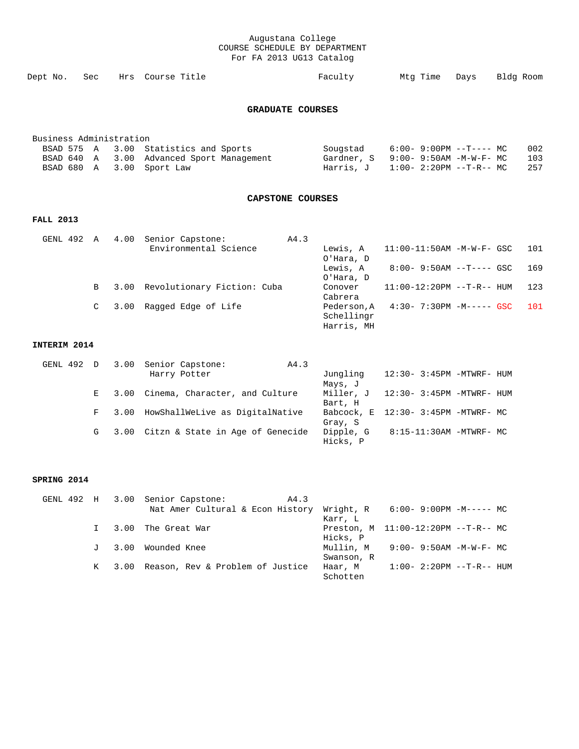Augustana College
COURSE SCHEDULE BY DEPARTMENT
For FA 2013 UG13 Catalog

## GRADUATE COURSES

Business Administration

| Dept No. | Sec | Hrs | Course Title | Faculty | Mtg Time | Days | Bldg | Room |
|---|---|---|---|---|---|---|---|---|
| BSAD 575 | A | 3.00 | Statistics and Sports | Sougstad | 6:00- 9:00PM | --T---- | MC | 002 |
| BSAD 640 | A | 3.00 | Advanced Sport Management | Gardner, S | 9:00- 9:50AM | -M-W-F- | MC | 103 |
| BSAD 680 | A | 3.00 | Sport Law | Harris, J | 1:00- 2:20PM | --T-R-- | MC | 257 |

## CAPSTONE COURSES

### FALL 2013

| Dept No. | Sec | Hrs | Course Title | Faculty | Mtg Time | Days | Bldg | Room |
|---|---|---|---|---|---|---|---|---|
| GENL 492 | A | 4.00 | Senior Capstone: A4.3 Environmental Science | Lewis, A O'Hara, D | 11:00-11:50AM | -M-W-F- | GSC | 101 |
| | | | | Lewis, A O'Hara, D | 8:00- 9:50AM | --T---- | GSC | 169 |
| | B | 3.00 | Revolutionary Fiction: Cuba | Conover Cabrera | 11:00-12:20PM | --T-R-- | HUM | 123 |
| | C | 3.00 | Ragged Edge of Life | Pederson,A Schellingr Harris, MH | 4:30- 7:30PM | -M----- | GSC | 101 |

### INTERIM 2014

| Dept No. | Sec | Hrs | Course Title | Faculty | Mtg Time | Days | Bldg | Room |
|---|---|---|---|---|---|---|---|---|
| GENL 492 | D | 3.00 | Senior Capstone: A4.3 Harry Potter | Jungling Mays, J | 12:30- 3:45PM | -MTWRF- | HUM | |
| | E | 3.00 | Cinema, Character, and Culture | Miller, J Bart, H | 12:30- 3:45PM | -MTWRF- | HUM | |
| | F | 3.00 | HowShallWeLive as DigitalNative | Babcock, E Gray, S | 12:30- 3:45PM | -MTWRF- | MC | |
| | G | 3.00 | Citzn & State in Age of Genecide | Dipple, G Hicks, P | 8:15-11:30AM | -MTWRF- | MC | |

### SPRING 2014

| Dept No. | Sec | Hrs | Course Title | Faculty | Mtg Time | Days | Bldg | Room |
|---|---|---|---|---|---|---|---|---|
| GENL 492 | H | 3.00 | Senior Capstone: A4.3 Nat Amer Cultural & Econ History | Wright, R Karr, L | 6:00- 9:00PM | -M----- | MC | |
| | I | 3.00 | The Great War | Preston, M Hicks, P | 11:00-12:20PM | --T-R-- | MC | |
| | J | 3.00 | Wounded Knee | Mullin, M Swanson, R | 9:00- 9:50AM | -M-W-F- | MC | |
| | K | 3.00 | Reason, Rev & Problem of Justice | Haar, M Schotten | 1:00- 2:20PM | --T-R-- | HUM | |